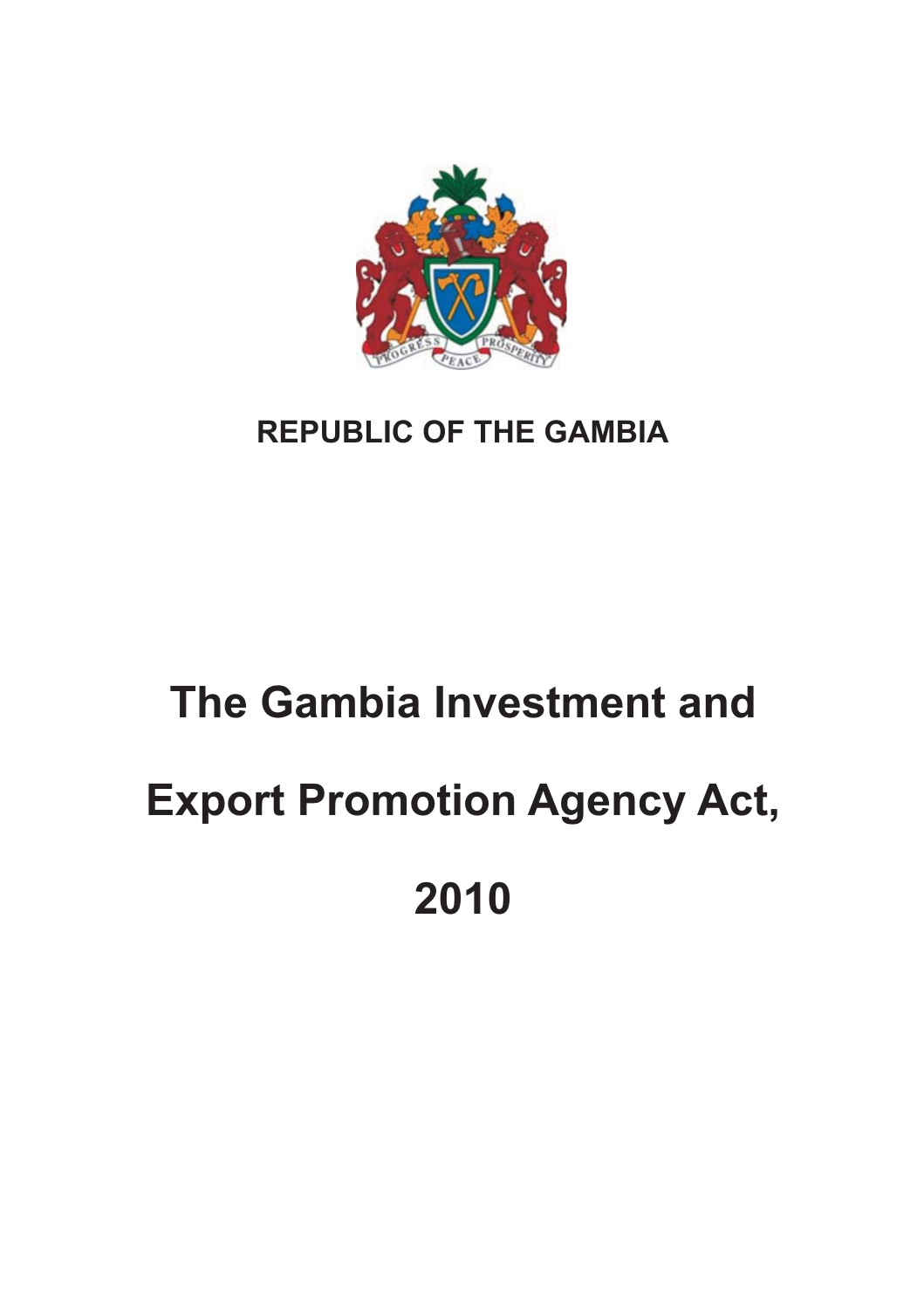PROGRESS PEACE PROSPERITY

**REPUBLIC OF THE GAMBIA**

# The Gambia Investment and Export Promotion Agency Act, 2010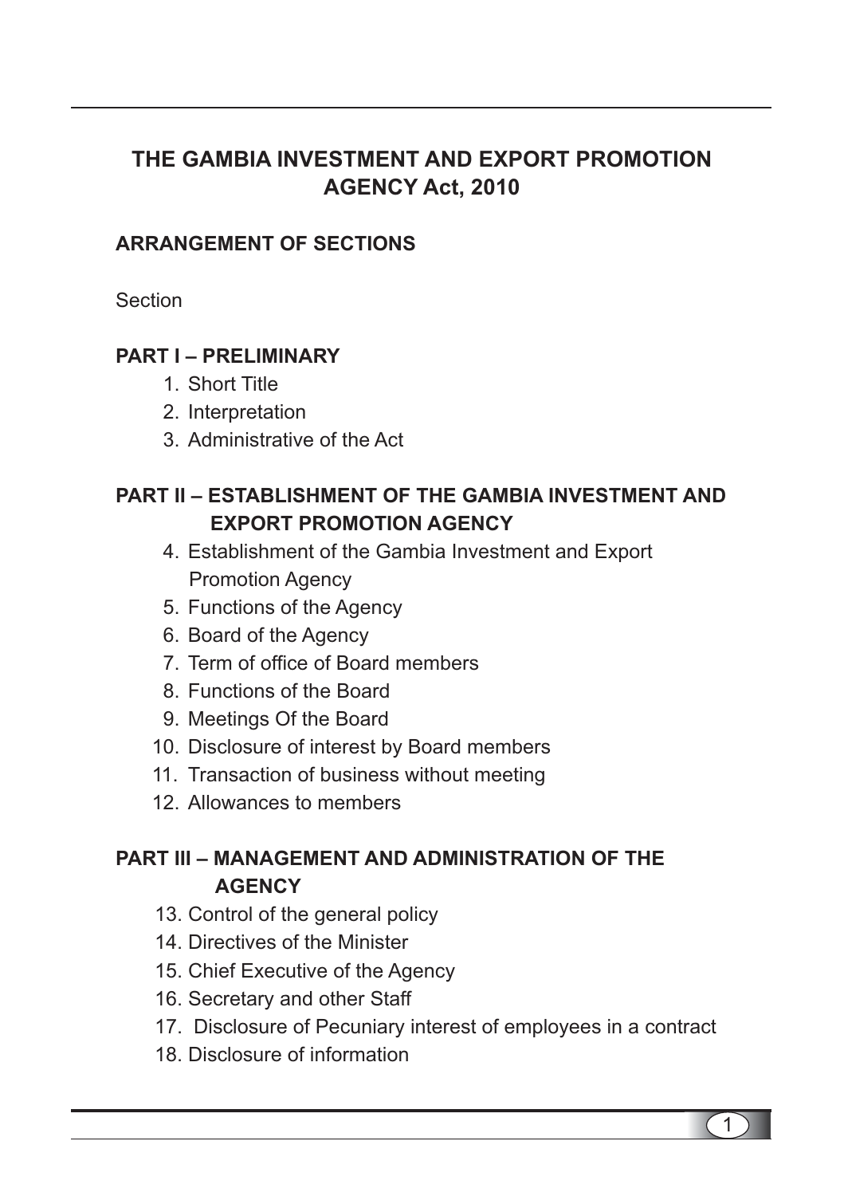# THE GAMBIA INVESTMENT AND EXPORT PROMOTION AGENCY Act, 2010

## ARRANGEMENT OF SECTIONS

Section

### PART I – PRELIMINARY

1. Short Title
2. Interpretation
3. Administrative of the Act

### PART II – ESTABLISHMENT OF THE GAMBIA INVESTMENT AND EXPORT PROMOTION AGENCY

4. Establishment of the Gambia Investment and Export Promotion Agency
5. Functions of the Agency
6. Board of the Agency
7. Term of office of Board members
8. Functions of the Board
9. Meetings Of the Board
10. Disclosure of interest by Board members
11. Transaction of business without meeting
12. Allowances to members

### PART III – MANAGEMENT AND ADMINISTRATION OF THE AGENCY

13. Control of the general policy
14. Directives of the Minister
15. Chief Executive of the Agency
16. Secretary and other Staff
17. Disclosure of Pecuniary interest of employees in a contract
18. Disclosure of information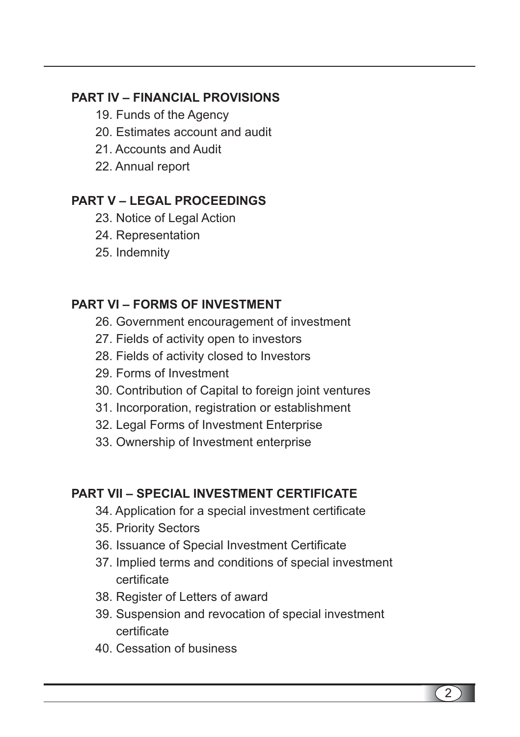**PART IV – FINANCIAL PROVISIONS**

19. Funds of the Agency
20. Estimates account and audit
21. Accounts and Audit
22. Annual report

**PART V – LEGAL PROCEEDINGS**

23. Notice of Legal Action
24. Representation
25. Indemnity

**PART VI – FORMS OF INVESTMENT**

26. Government encouragement of investment
27. Fields of activity open to investors
28. Fields of activity closed to Investors
29. Forms of Investment
30. Contribution of Capital to foreign joint ventures
31. Incorporation, registration or establishment
32. Legal Forms of Investment Enterprise
33. Ownership of Investment enterprise

**PART VII – SPECIAL INVESTMENT CERTIFICATE**

34. Application for a special investment certificate
35. Priority Sectors
36. Issuance of Special Investment Certificate
37. Implied terms and conditions of special investment certificate
38. Register of Letters of award
39. Suspension and revocation of special investment certificate
40. Cessation of business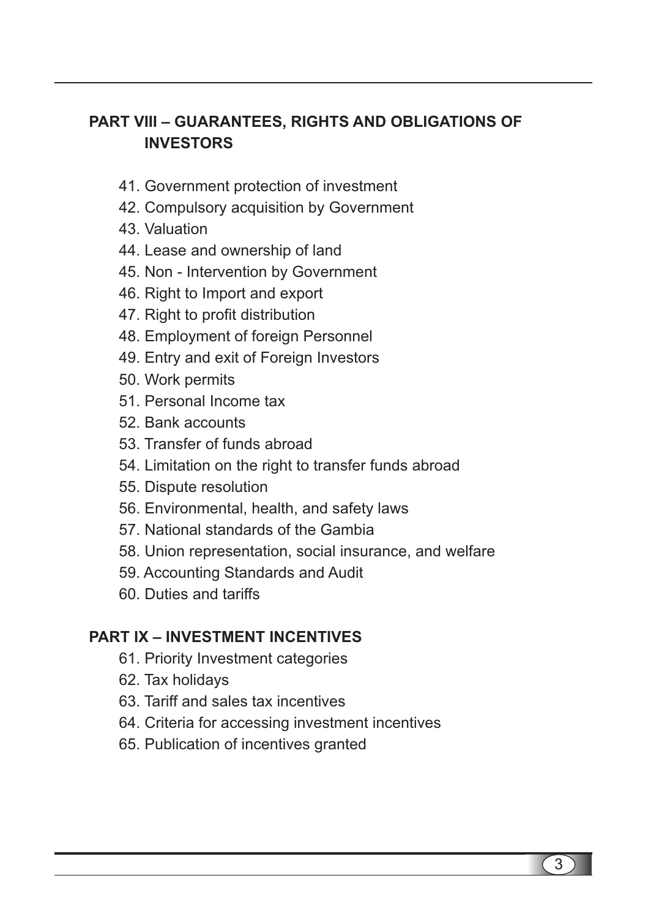**PART VIII – GUARANTEES, RIGHTS AND OBLIGATIONS OF INVESTORS**

41. Government protection of investment
42. Compulsory acquisition by Government
43. Valuation
44. Lease and ownership of land
45. Non - Intervention by Government
46. Right to Import and export
47. Right to profit distribution
48. Employment of foreign Personnel
49. Entry and exit of Foreign Investors
50. Work permits
51. Personal Income tax
52. Bank accounts
53. Transfer of funds abroad
54. Limitation on the right to transfer funds abroad
55. Dispute resolution
56. Environmental, health, and safety laws
57. National standards of the Gambia
58. Union representation, social insurance, and welfare
59. Accounting Standards and Audit
60. Duties and tariffs

**PART IX – INVESTMENT INCENTIVES**

61. Priority Investment categories
62. Tax holidays
63. Tariff and sales tax incentives
64. Criteria for accessing investment incentives
65. Publication of incentives granted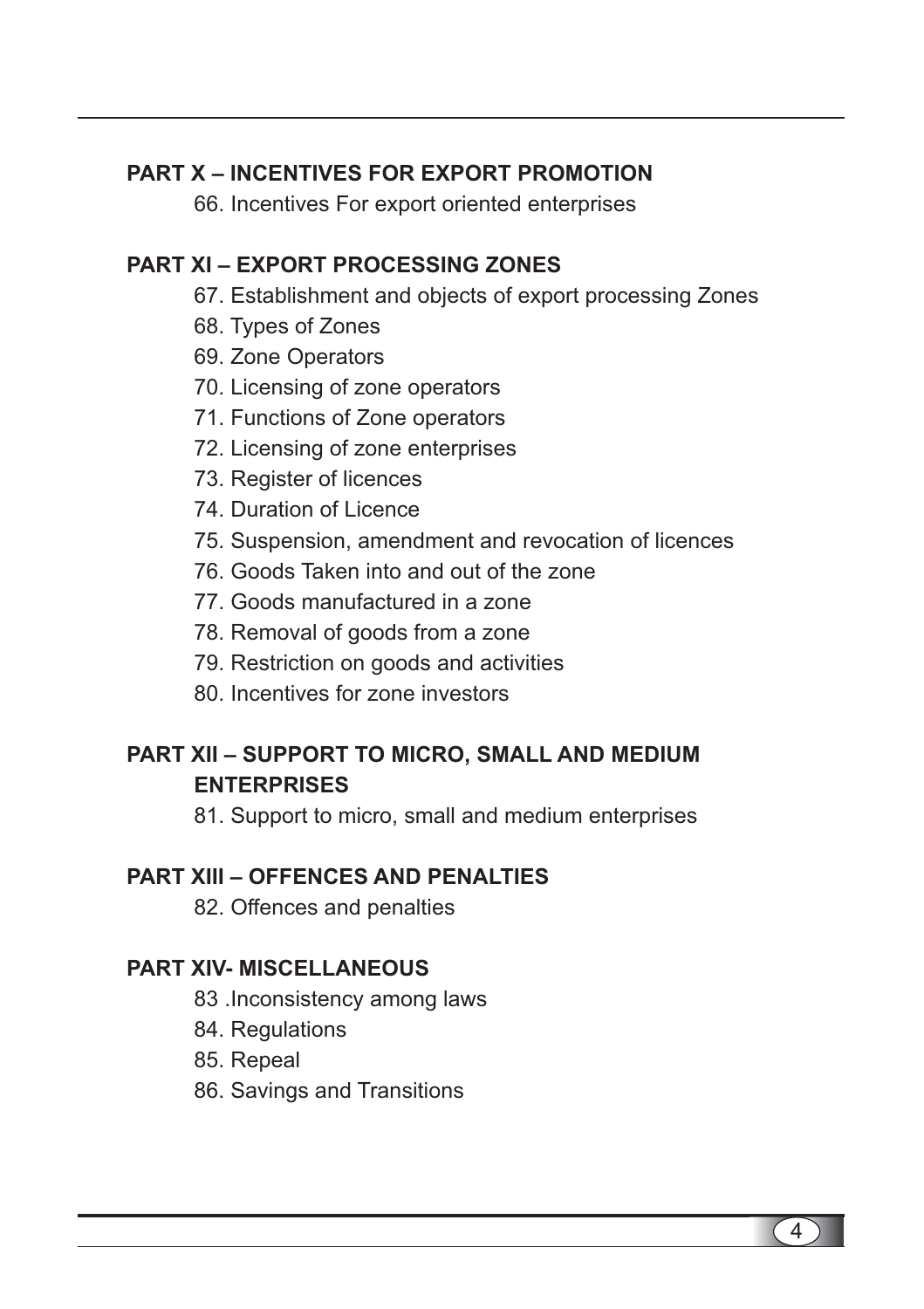**PART X – INCENTIVES FOR EXPORT PROMOTION**

66. Incentives For export oriented enterprises

**PART XI – EXPORT PROCESSING ZONES**

67. Establishment and objects of export processing Zones
68. Types of Zones
69. Zone Operators
70. Licensing of zone operators
71. Functions of Zone operators
72. Licensing of zone enterprises
73. Register of licences
74. Duration of Licence
75. Suspension, amendment and revocation of licences
76. Goods Taken into and out of the zone
77. Goods manufactured in a zone
78. Removal of goods from a zone
79. Restriction on goods and activities
80. Incentives for zone investors

**PART XII – SUPPORT TO MICRO, SMALL AND MEDIUM ENTERPRISES**

81. Support to micro, small and medium enterprises

**PART XIII – OFFENCES AND PENALTIES**

82. Offences and penalties

**PART XIV- MISCELLANEOUS**

83 .Inconsistency among laws
84. Regulations
85. Repeal
86. Savings and Transitions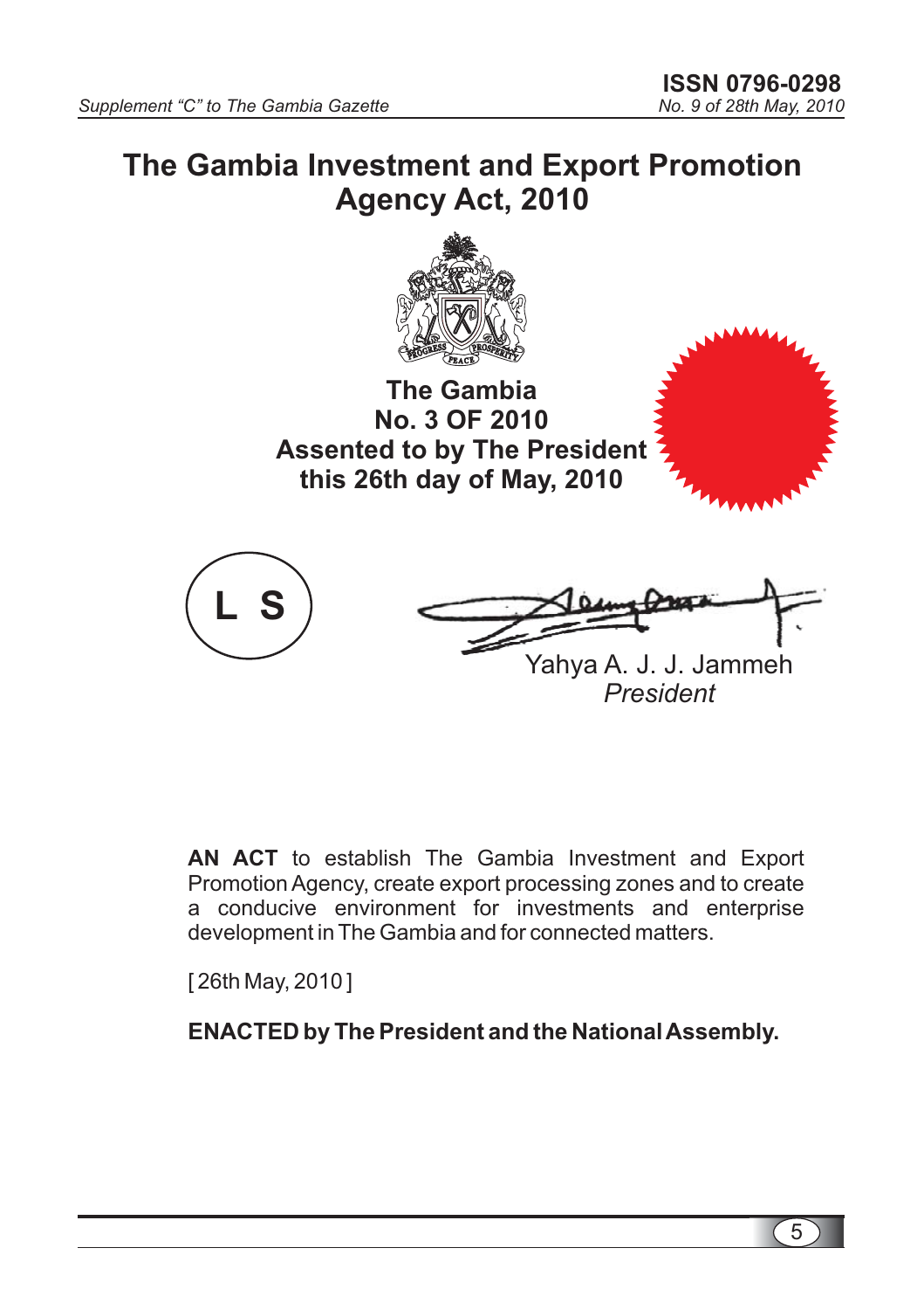# The Gambia Investment and Export Promotion Agency Act, 2010

**The Gambia**
**No. 3 OF 2010**
**Assented to by The President this 26th day of May, 2010**

L S

Yahya A. J. J. Jammeh
*President*

**AN ACT** to establish The Gambia Investment and Export Promotion Agency, create export processing zones and to create a conducive environment for investments and enterprise development in The Gambia and for connected matters.

[ 26th May, 2010 ]

**ENACTED by The President and the National Assembly.**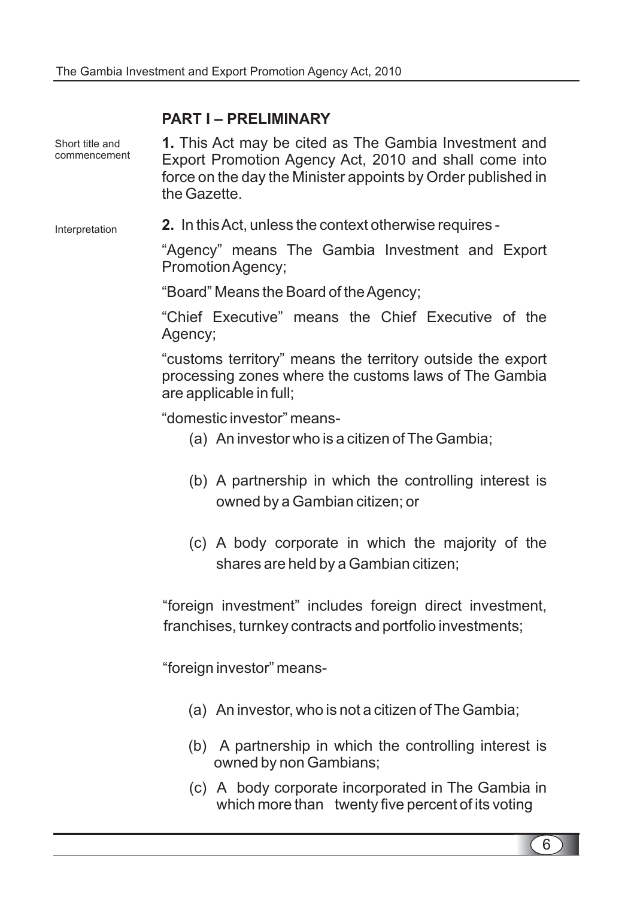## PART I – PRELIMINARY

Short title and commencement

**1.** This Act may be cited as The Gambia Investment and Export Promotion Agency Act, 2010 and shall come into force on the day the Minister appoints by Order published in the Gazette.

Interpretation

**2.** In this Act, unless the context otherwise requires -

"Agency" means The Gambia Investment and Export Promotion Agency;

"Board" Means the Board of the Agency;

"Chief Executive" means the Chief Executive of the Agency;

"customs territory" means the territory outside the export processing zones where the customs laws of The Gambia are applicable in full;

"domestic investor" means-

(a) An investor who is a citizen of The Gambia;

(b) A partnership in which the controlling interest is owned by a Gambian citizen; or

(c) A body corporate in which the majority of the shares are held by a Gambian citizen;

"foreign investment" includes foreign direct investment, franchises, turnkey contracts and portfolio investments;

"foreign investor" means-

(a) An investor, who is not a citizen of The Gambia;

(b) A partnership in which the controlling interest is owned by non Gambians;

(c) A body corporate incorporated in The Gambia in which more than twenty five percent of its voting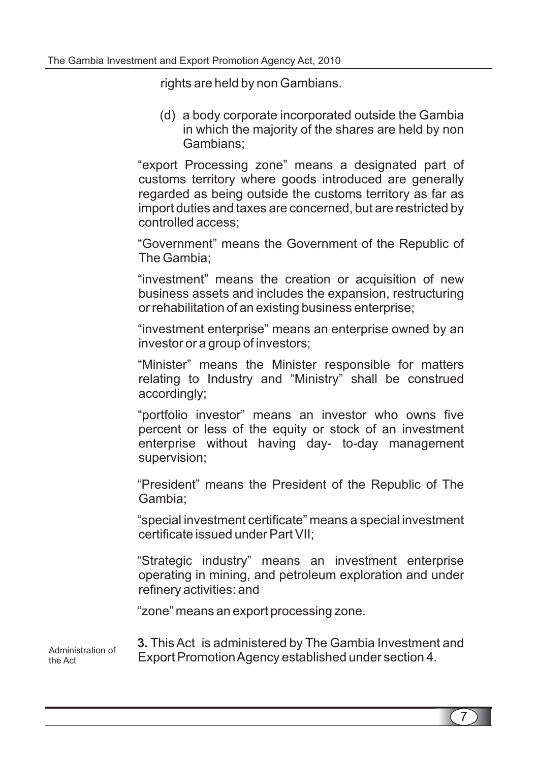rights are held by non Gambians.

(d) a body corporate incorporated outside the Gambia in which the majority of the shares are held by non Gambians;

"export Processing zone" means a designated part of customs territory where goods introduced are generally regarded as being outside the customs territory as far as import duties and taxes are concerned, but are restricted by controlled access;

"Government" means the Government of the Republic of The Gambia;

"investment" means the creation or acquisition of new business assets and includes the expansion, restructuring or rehabilitation of an existing business enterprise;

"investment enterprise" means an enterprise owned by an investor or a group of investors;

"Minister" means the Minister responsible for matters relating to Industry and "Ministry" shall be construed accordingly;

"portfolio investor" means an investor who owns five percent or less of the equity or stock of an investment enterprise without having day- to-day management supervision;

"President" means the President of the Republic of The Gambia;

"special investment certificate" means a special investment certificate issued under Part VII;

"Strategic industry" means an investment enterprise operating in mining, and petroleum exploration and under refinery activities: and

"zone" means an export processing zone.

Administration of the Act

**3.** This Act is administered by The Gambia Investment and Export Promotion Agency established under section 4.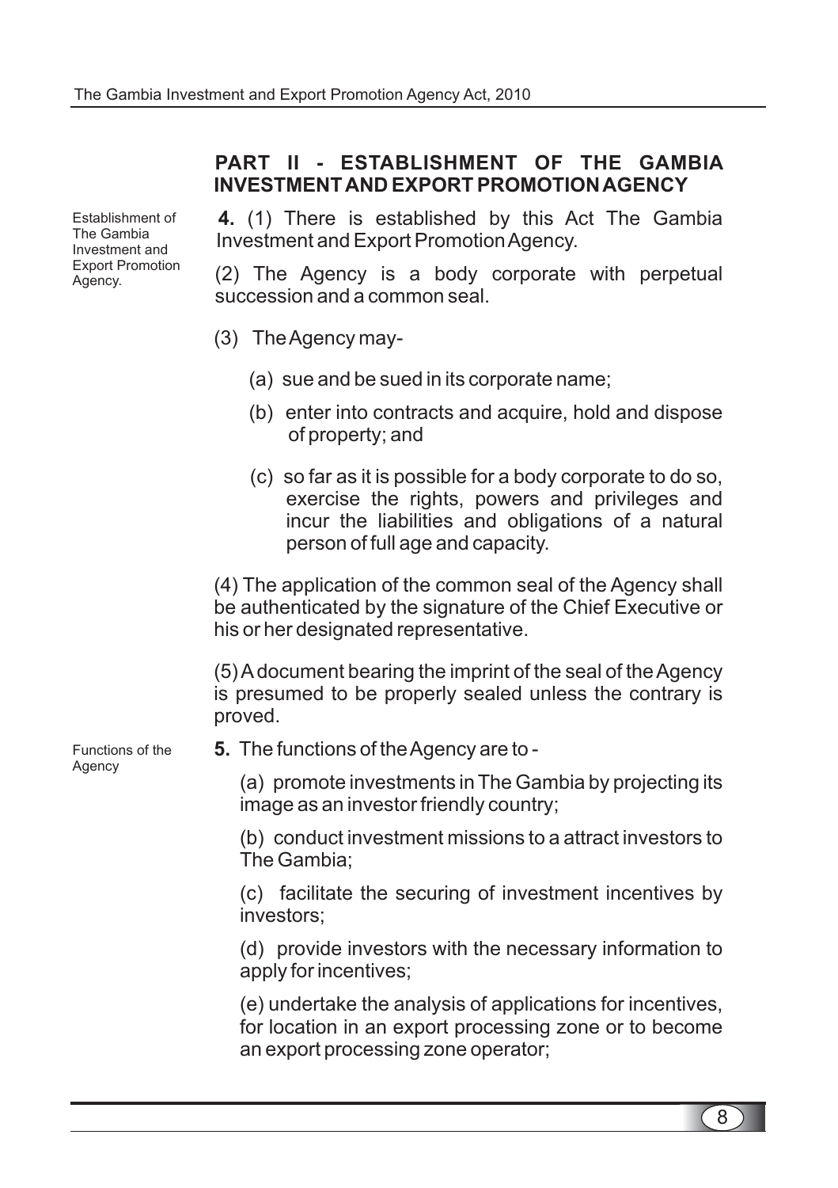## PART II - ESTABLISHMENT OF THE GAMBIA INVESTMENT AND EXPORT PROMOTION AGENCY

Establishment of The Gambia Investment and Export Promotion Agency.

**4.** (1) There is established by this Act The Gambia Investment and Export Promotion Agency.

(2) The Agency is a body corporate with perpetual succession and a common seal.

(3) The Agency may-

(a) sue and be sued in its corporate name;

(b) enter into contracts and acquire, hold and dispose of property; and

(c) so far as it is possible for a body corporate to do so, exercise the rights, powers and privileges and incur the liabilities and obligations of a natural person of full age and capacity.

(4) The application of the common seal of the Agency shall be authenticated by the signature of the Chief Executive or his or her designated representative.

(5) A document bearing the imprint of the seal of the Agency is presumed to be properly sealed unless the contrary is proved.

Functions of the Agency

**5.** The functions of the Agency are to -

(a) promote investments in The Gambia by projecting its image as an investor friendly country;

(b) conduct investment missions to a attract investors to The Gambia;

(c) facilitate the securing of investment incentives by investors;

(d) provide investors with the necessary information to apply for incentives;

(e) undertake the analysis of applications for incentives, for location in an export processing zone or to become an export processing zone operator;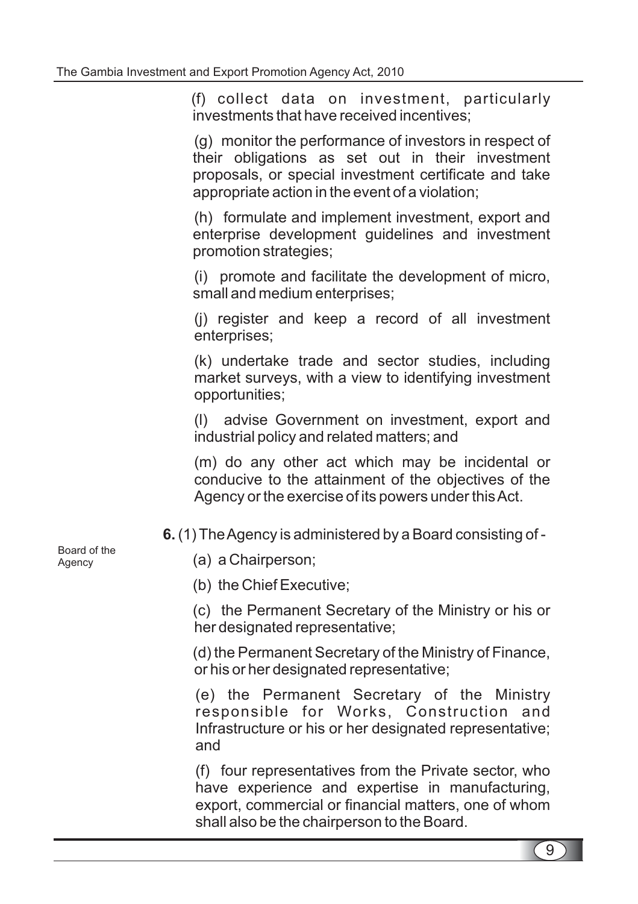(f) collect data on investment, particularly investments that have received incentives;

(g) monitor the performance of investors in respect of their obligations as set out in their investment proposals, or special investment certificate and take appropriate action in the event of a violation;

(h) formulate and implement investment, export and enterprise development guidelines and investment promotion strategies;

(i) promote and facilitate the development of micro, small and medium enterprises;

(j) register and keep a record of all investment enterprises;

(k) undertake trade and sector studies, including market surveys, with a view to identifying investment opportunities;

(l) advise Government on investment, export and industrial policy and related matters; and

(m) do any other act which may be incidental or conducive to the attainment of the objectives of the Agency or the exercise of its powers under this Act.

Board of the Agency

**6.** (1) The Agency is administered by a Board consisting of -

(a) a Chairperson;

(b) the Chief Executive;

(c) the Permanent Secretary of the Ministry or his or her designated representative;

(d) the Permanent Secretary of the Ministry of Finance, or his or her designated representative;

(e) the Permanent Secretary of the Ministry responsible for Works, Construction and Infrastructure or his or her designated representative; and

(f) four representatives from the Private sector, who have experience and expertise in manufacturing, export, commercial or financial matters, one of whom shall also be the chairperson to the Board.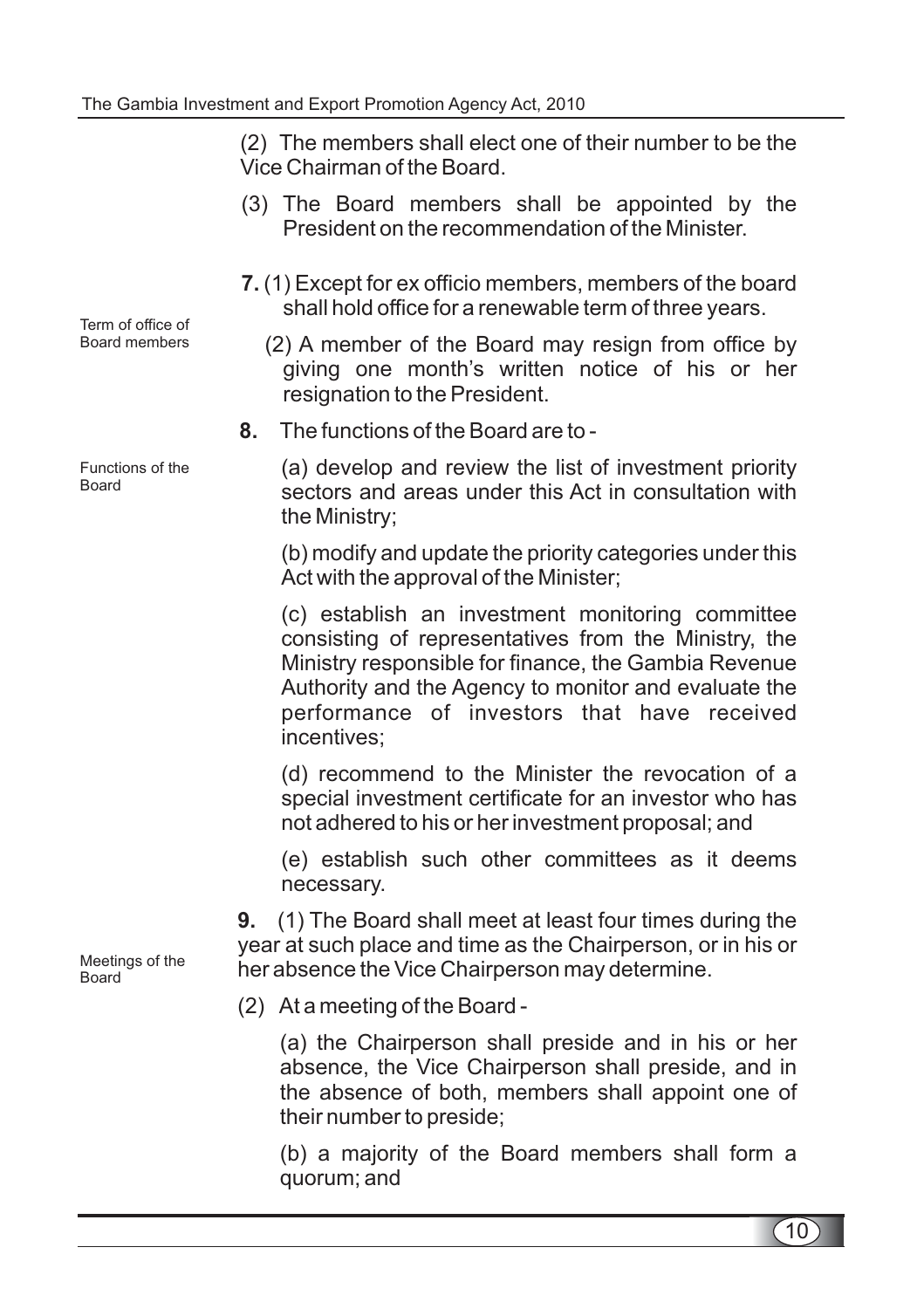(2) The members shall elect one of their number to be the Vice Chairman of the Board.

(3) The Board members shall be appointed by the President on the recommendation of the Minister.

**Term of office of Board members**

**7.** (1) Except for ex officio members, members of the board shall hold office for a renewable term of three years.

(2) A member of the Board may resign from office by giving one month's written notice of his or her resignation to the President.

**Functions of the Board**

**8.** The functions of the Board are to -

(a) develop and review the list of investment priority sectors and areas under this Act in consultation with the Ministry;

(b) modify and update the priority categories under this Act with the approval of the Minister;

(c) establish an investment monitoring committee consisting of representatives from the Ministry, the Ministry responsible for finance, the Gambia Revenue Authority and the Agency to monitor and evaluate the performance of investors that have received incentives;

(d) recommend to the Minister the revocation of a special investment certificate for an investor who has not adhered to his or her investment proposal; and

(e) establish such other committees as it deems necessary.

**Meetings of the Board**

**9.** (1) The Board shall meet at least four times during the year at such place and time as the Chairperson, or in his or her absence the Vice Chairperson may determine.

(2) At a meeting of the Board -

(a) the Chairperson shall preside and in his or her absence, the Vice Chairperson shall preside, and in the absence of both, members shall appoint one of their number to preside;

(b) a majority of the Board members shall form a quorum; and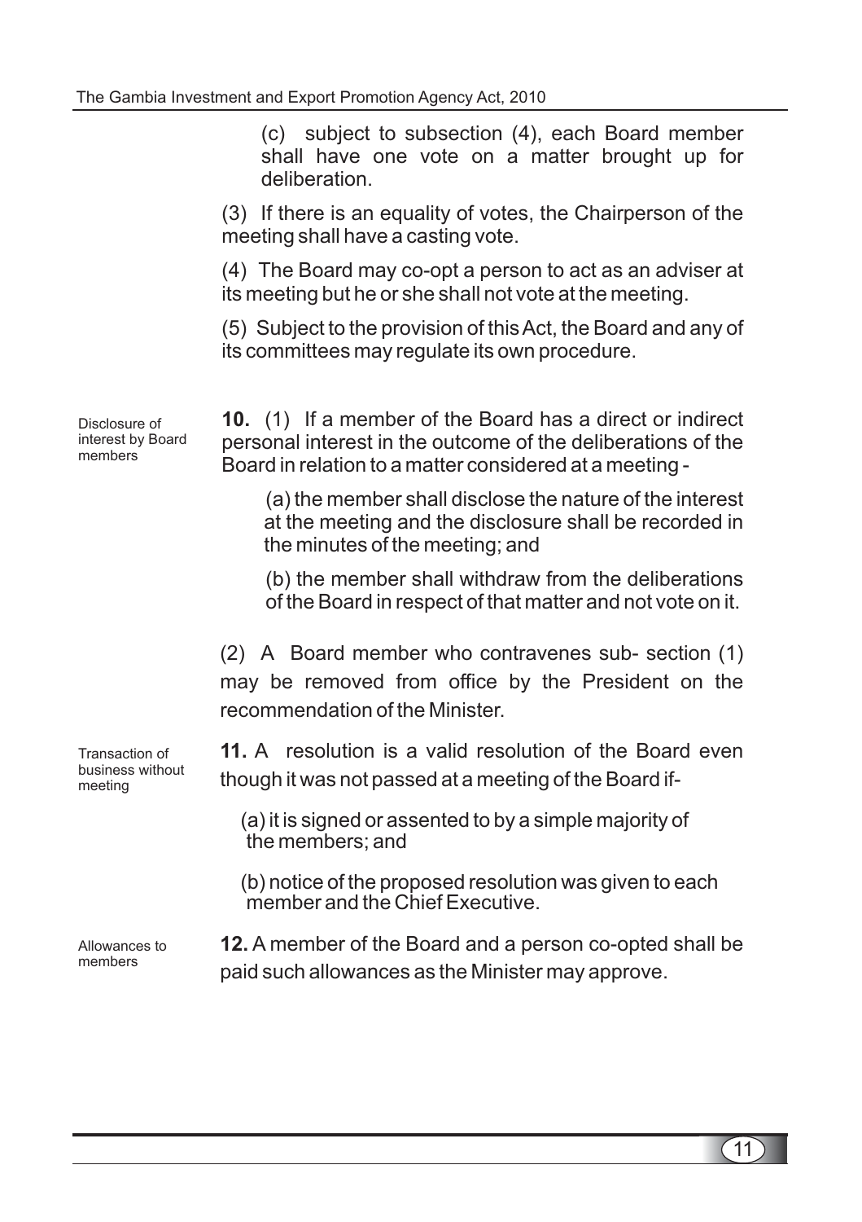(c) subject to subsection (4), each Board member shall have one vote on a matter brought up for deliberation.

(3) If there is an equality of votes, the Chairperson of the meeting shall have a casting vote.

(4) The Board may co-opt a person to act as an adviser at its meeting but he or she shall not vote at the meeting.

(5) Subject to the provision of this Act, the Board and any of its committees may regulate its own procedure.

*Disclosure of interest by Board members*

**10.** (1) If a member of the Board has a direct or indirect personal interest in the outcome of the deliberations of the Board in relation to a matter considered at a meeting -

(a) the member shall disclose the nature of the interest at the meeting and the disclosure shall be recorded in the minutes of the meeting; and

(b) the member shall withdraw from the deliberations of the Board in respect of that matter and not vote on it.

(2) A Board member who contravenes sub- section (1) may be removed from office by the President on the recommendation of the Minister.

*Transaction of business without meeting*

**11.** A resolution is a valid resolution of the Board even though it was not passed at a meeting of the Board if-

(a) it is signed or assented to by a simple majority of the members; and

(b) notice of the proposed resolution was given to each member and the Chief Executive.

*Allowances to members*

**12.** A member of the Board and a person co-opted shall be paid such allowances as the Minister may approve.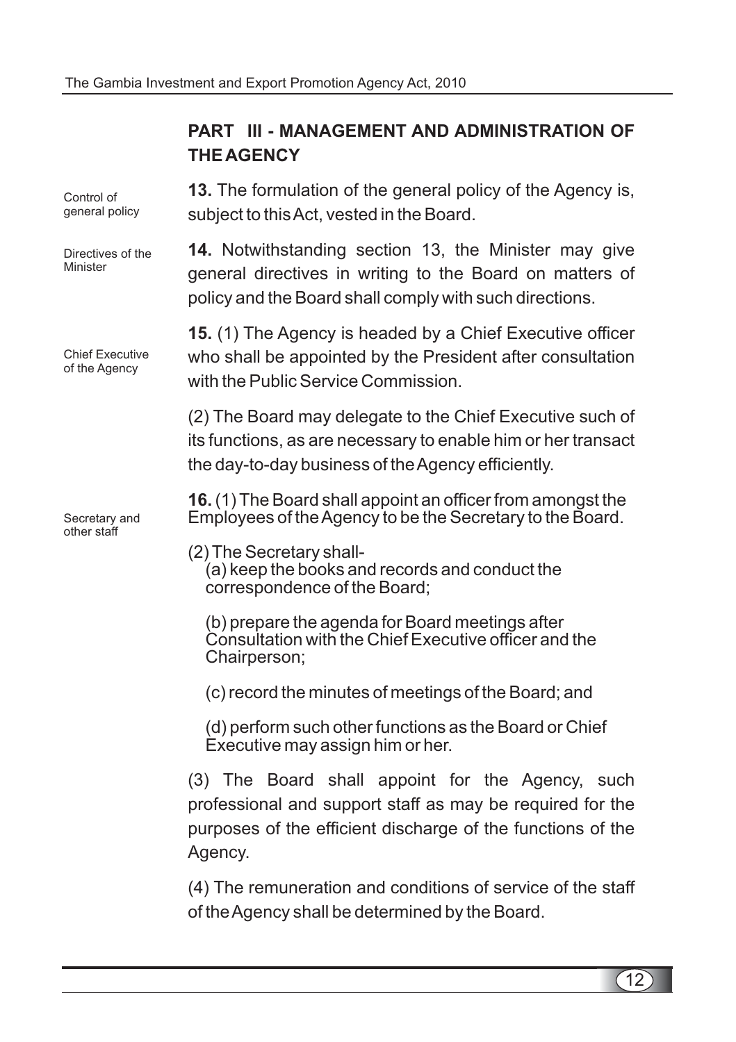## PART III - MANAGEMENT AND ADMINISTRATION OF THE AGENCY

Control of general policy

**13.** The formulation of the general policy of the Agency is, subject to this Act, vested in the Board.

Directives of the Minister

**14.** Notwithstanding section 13, the Minister may give general directives in writing to the Board on matters of policy and the Board shall comply with such directions.

Chief Executive of the Agency

**15.** (1) The Agency is headed by a Chief Executive officer who shall be appointed by the President after consultation with the Public Service Commission.

(2) The Board may delegate to the Chief Executive such of its functions, as are necessary to enable him or her transact the day-to-day business of the Agency efficiently.

Secretary and other staff

**16.** (1) The Board shall appoint an officer from amongst the Employees of the Agency to be the Secretary to the Board.

(2) The Secretary shall-

(a) keep the books and records and conduct the correspondence of the Board;

(b) prepare the agenda for Board meetings after Consultation with the Chief Executive officer and the Chairperson;

(c) record the minutes of meetings of the Board; and

(d) perform such other functions as the Board or Chief Executive may assign him or her.

(3) The Board shall appoint for the Agency, such professional and support staff as may be required for the purposes of the efficient discharge of the functions of the Agency.

(4) The remuneration and conditions of service of the staff of the Agency shall be determined by the Board.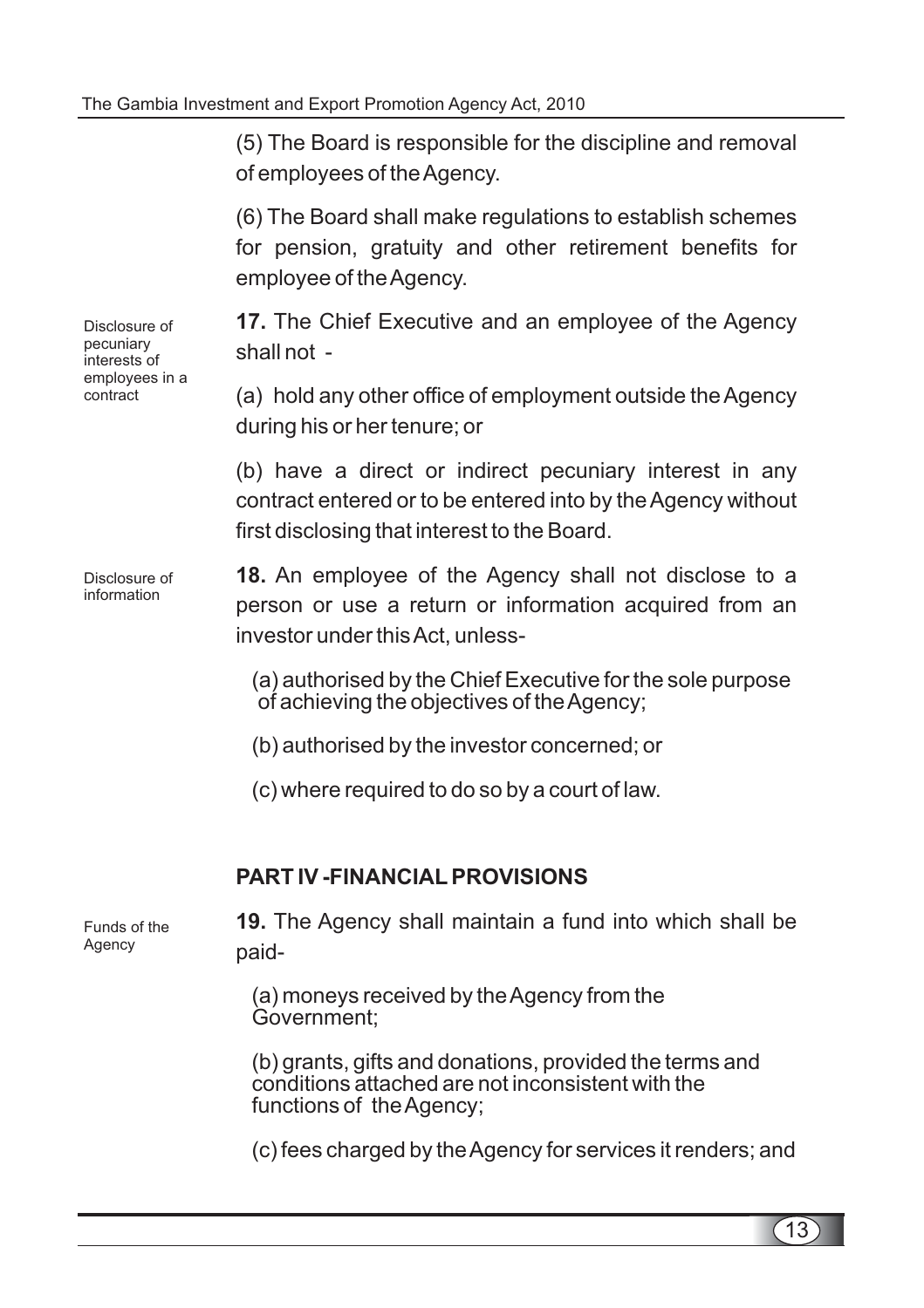(5) The Board is responsible for the discipline and removal of employees of the Agency.

(6) The Board shall make regulations to establish schemes for pension, gratuity and other retirement benefits for employee of the Agency.

Disclosure of pecuniary interests of employees in a contract

**17.** The Chief Executive and an employee of the Agency shall not -

(a) hold any other office of employment outside the Agency during his or her tenure; or

(b) have a direct or indirect pecuniary interest in any contract entered or to be entered into by the Agency without first disclosing that interest to the Board.

Disclosure of information

**18.** An employee of the Agency shall not disclose to a person or use a return or information acquired from an investor under this Act, unless-

(a) authorised by the Chief Executive for the sole purpose of achieving the objectives of the Agency;

(b) authorised by the investor concerned; or

(c) where required to do so by a court of law.

## PART IV -FINANCIAL PROVISIONS

Funds of the Agency

**19.** The Agency shall maintain a fund into which shall be paid-

(a) moneys received by the Agency from the Government;

(b) grants, gifts and donations, provided the terms and conditions attached are not inconsistent with the functions of the Agency;

(c) fees charged by the Agency for services it renders; and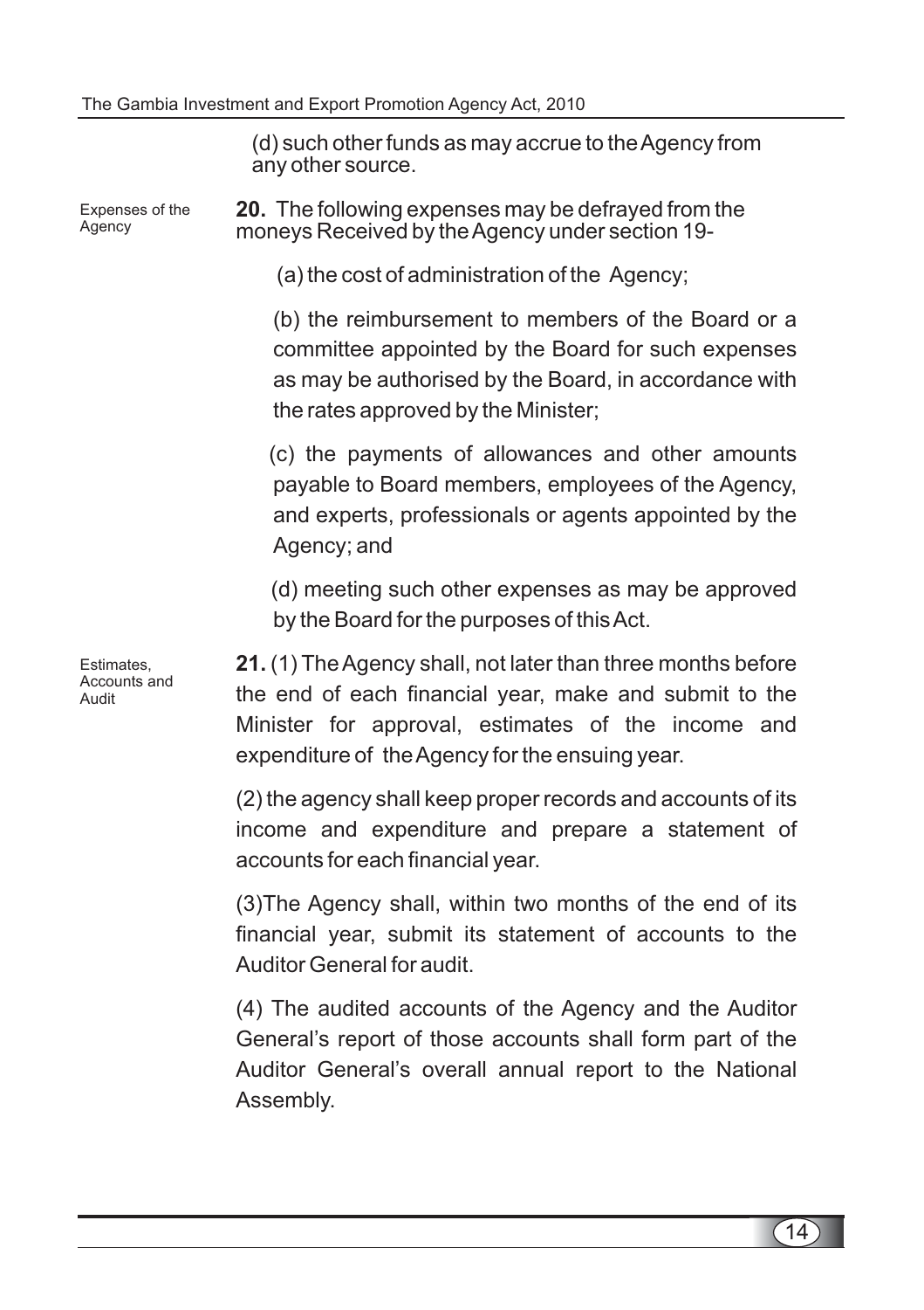(d) such other funds as may accrue to the Agency from any other source.

**Expenses of the Agency**

**20.** The following expenses may be defrayed from the moneys Received by the Agency under section 19-

(a) the cost of administration of the Agency;

(b) the reimbursement to members of the Board or a committee appointed by the Board for such expenses as may be authorised by the Board, in accordance with the rates approved by the Minister;

(c) the payments of allowances and other amounts payable to Board members, employees of the Agency, and experts, professionals or agents appointed by the Agency; and

(d) meeting such other expenses as may be approved by the Board for the purposes of this Act.

**Estimates, Accounts and Audit**

**21.** (1) The Agency shall, not later than three months before the end of each financial year, make and submit to the Minister for approval, estimates of the income and expenditure of the Agency for the ensuing year.

(2) the agency shall keep proper records and accounts of its income and expenditure and prepare a statement of accounts for each financial year.

(3)The Agency shall, within two months of the end of its financial year, submit its statement of accounts to the Auditor General for audit.

(4) The audited accounts of the Agency and the Auditor General's report of those accounts shall form part of the Auditor General's overall annual report to the National Assembly.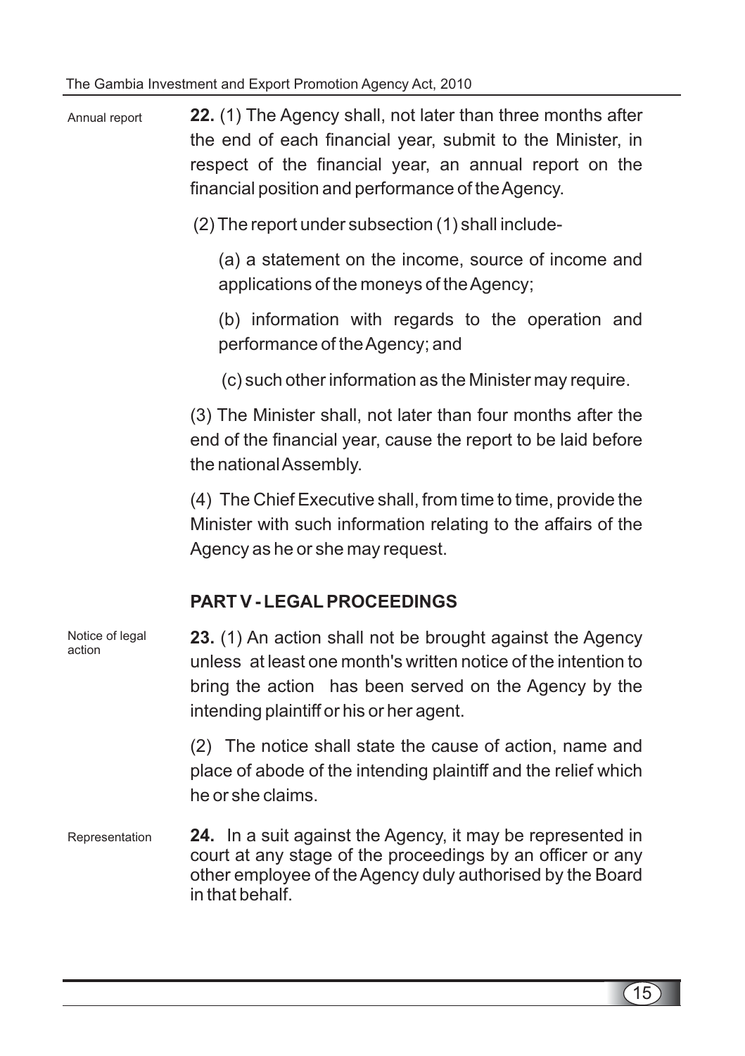**Annual report**

**22.** (1) The Agency shall, not later than three months after the end of each financial year, submit to the Minister, in respect of the financial year, an annual report on the financial position and performance of the Agency.

(2) The report under subsection (1) shall include-

(a) a statement on the income, source of income and applications of the moneys of the Agency;

(b) information with regards to the operation and performance of the Agency; and

(c) such other information as the Minister may require.

(3) The Minister shall, not later than four months after the end of the financial year, cause the report to be laid before the national Assembly.

(4) The Chief Executive shall, from time to time, provide the Minister with such information relating to the affairs of the Agency as he or she may request.

## PART V - LEGAL PROCEEDINGS

**Notice of legal action**

**23.** (1) An action shall not be brought against the Agency unless at least one month's written notice of the intention to bring the action has been served on the Agency by the intending plaintiff or his or her agent.

(2) The notice shall state the cause of action, name and place of abode of the intending plaintiff and the relief which he or she claims.

**Representation**

**24.** In a suit against the Agency, it may be represented in court at any stage of the proceedings by an officer or any other employee of the Agency duly authorised by the Board in that behalf.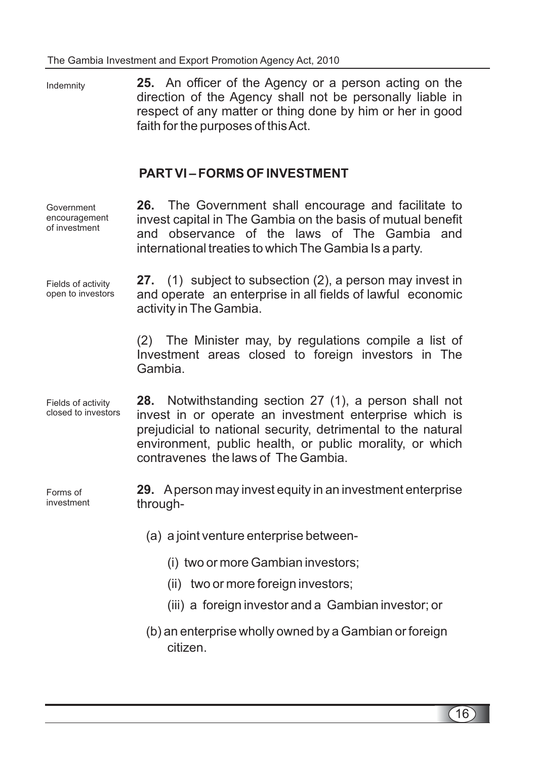Indemnity

**25.** An officer of the Agency or a person acting on the direction of the Agency shall not be personally liable in respect of any matter or thing done by him or her in good faith for the purposes of this Act.

## PART VI – FORMS OF INVESTMENT

Government encouragement of investment

**26.** The Government shall encourage and facilitate to invest capital in The Gambia on the basis of mutual benefit and observance of the laws of The Gambia and international treaties to which The Gambia Is a party.

Fields of activity open to investors

**27.** (1) subject to subsection (2), a person may invest in and operate an enterprise in all fields of lawful economic activity in The Gambia.

(2) The Minister may, by regulations compile a list of Investment areas closed to foreign investors in The Gambia.

Fields of activity closed to investors

**28.** Notwithstanding section 27 (1), a person shall not invest in or operate an investment enterprise which is prejudicial to national security, detrimental to the natural environment, public health, or public morality, or which contravenes the laws of The Gambia.

Forms of investment

**29.** A person may invest equity in an investment enterprise through-

(a) a joint venture enterprise between-

(i) two or more Gambian investors;

(ii) two or more foreign investors;

(iii) a foreign investor and a Gambian investor; or

(b) an enterprise wholly owned by a Gambian or foreign citizen.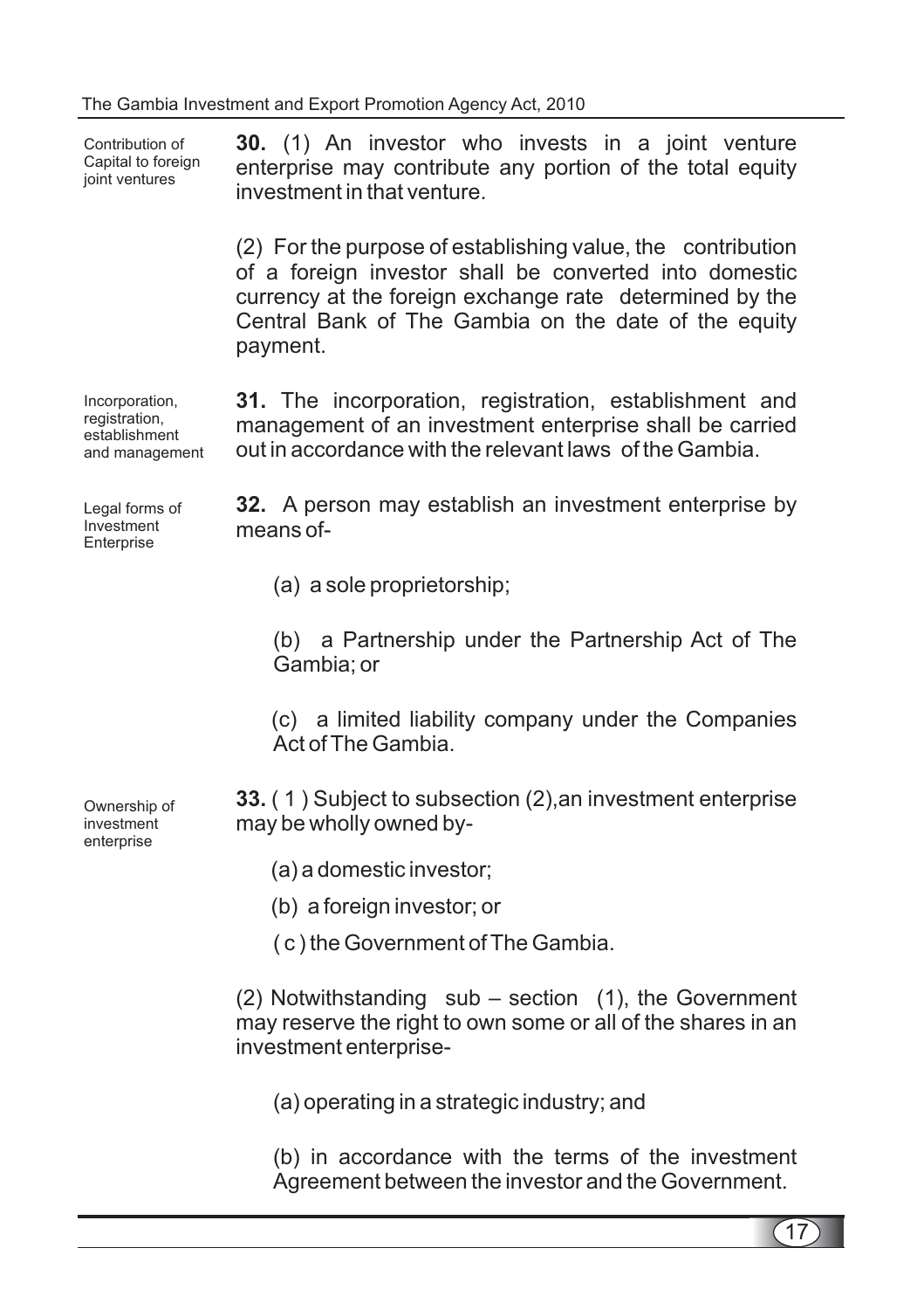**Contribution of Capital to foreign joint ventures**

**30.** (1) An investor who invests in a joint venture enterprise may contribute any portion of the total equity investment in that venture.

(2) For the purpose of establishing value, the contribution of a foreign investor shall be converted into domestic currency at the foreign exchange rate determined by the Central Bank of The Gambia on the date of the equity payment.

**Incorporation, registration, establishment and management**

**31.** The incorporation, registration, establishment and management of an investment enterprise shall be carried out in accordance with the relevant laws of the Gambia.

**Legal forms of Investment Enterprise**

**32.** A person may establish an investment enterprise by means of-

(a) a sole proprietorship;

(b) a Partnership under the Partnership Act of The Gambia; or

(c) a limited liability company under the Companies Act of The Gambia.

**Ownership of investment enterprise**

**33.** ( 1 ) Subject to subsection (2),an investment enterprise may be wholly owned by-

(a) a domestic investor;

(b) a foreign investor; or

( c ) the Government of The Gambia.

(2) Notwithstanding sub – section (1), the Government may reserve the right to own some or all of the shares in an investment enterprise-

(a) operating in a strategic industry; and

(b) in accordance with the terms of the investment Agreement between the investor and the Government.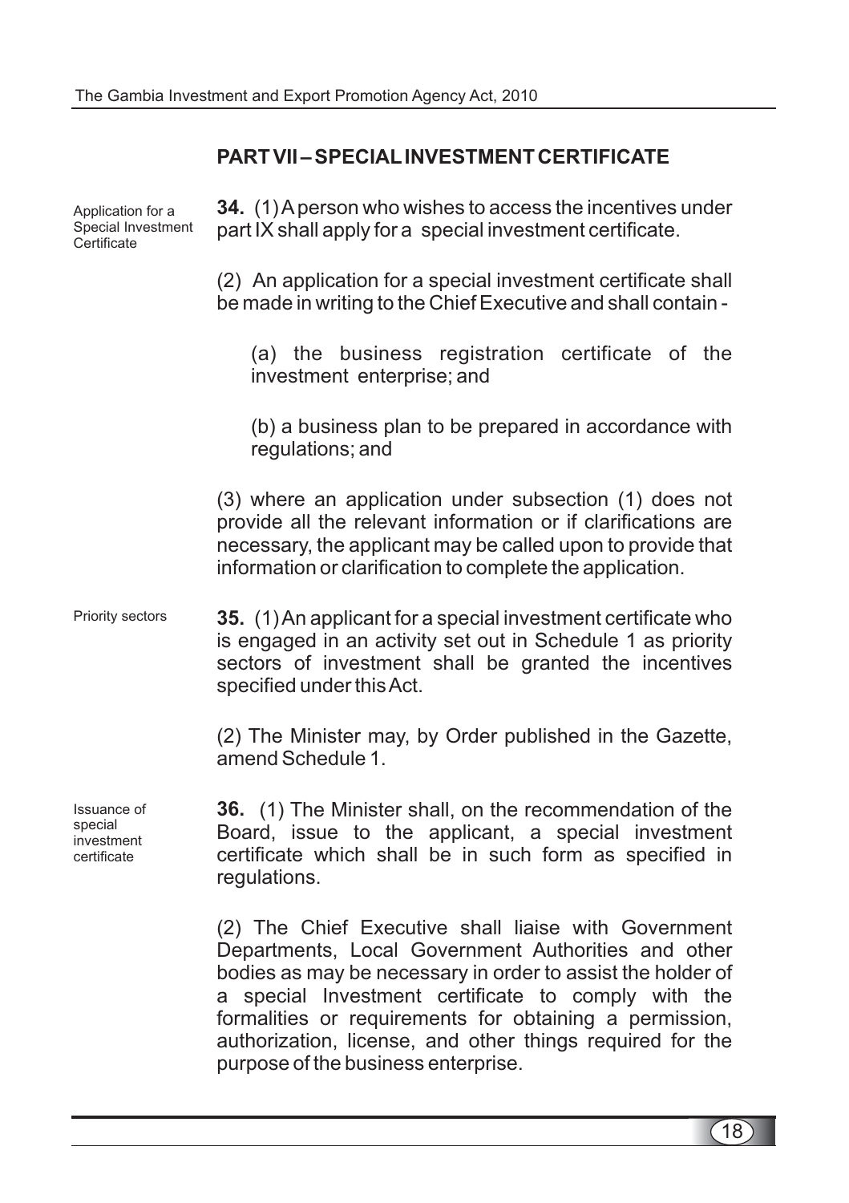## PART VII – SPECIAL INVESTMENT CERTIFICATE

*Application for a Special Investment Certificate*

**34.** (1) A person who wishes to access the incentives under part IX shall apply for a special investment certificate.

(2) An application for a special investment certificate shall be made in writing to the Chief Executive and shall contain -

(a) the business registration certificate of the investment enterprise; and

(b) a business plan to be prepared in accordance with regulations; and

(3) where an application under subsection (1) does not provide all the relevant information or if clarifications are necessary, the applicant may be called upon to provide that information or clarification to complete the application.

*Priority sectors*

**35.** (1) An applicant for a special investment certificate who is engaged in an activity set out in Schedule 1 as priority sectors of investment shall be granted the incentives specified under this Act.

(2) The Minister may, by Order published in the Gazette, amend Schedule 1.

*Issuance of special investment certificate*

**36.** (1) The Minister shall, on the recommendation of the Board, issue to the applicant, a special investment certificate which shall be in such form as specified in regulations.

(2) The Chief Executive shall liaise with Government Departments, Local Government Authorities and other bodies as may be necessary in order to assist the holder of a special Investment certificate to comply with the formalities or requirements for obtaining a permission, authorization, license, and other things required for the purpose of the business enterprise.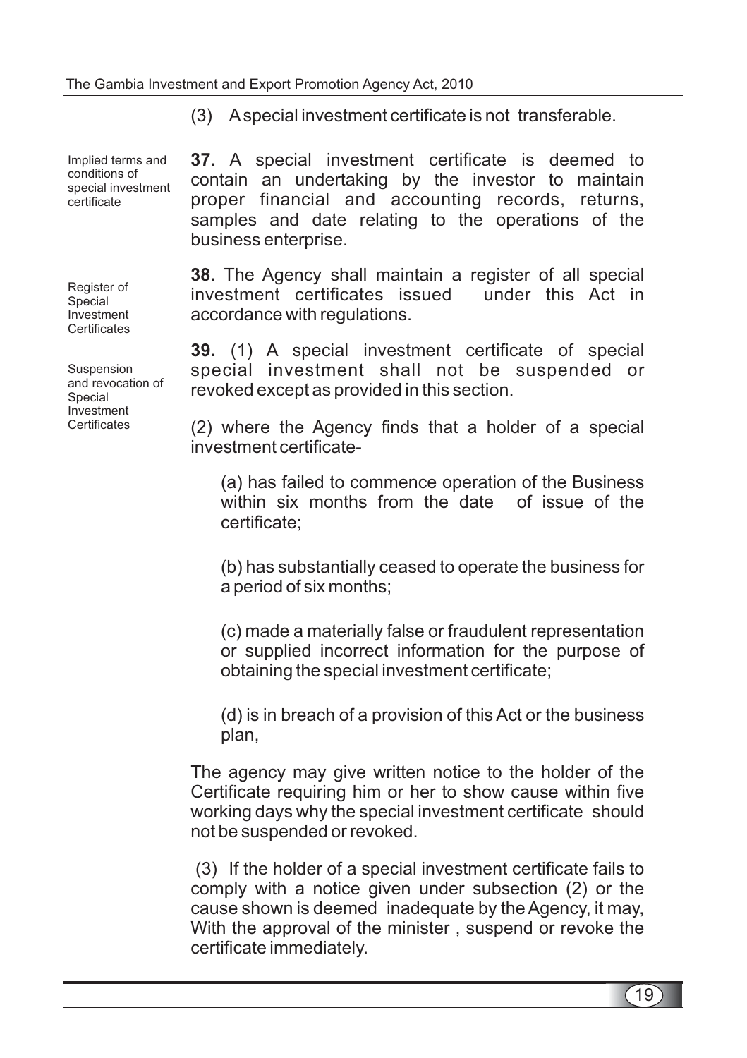(3) A special investment certificate is not transferable.

Implied terms and conditions of special investment certificate

**37.** A special investment certificate is deemed to contain an undertaking by the investor to maintain proper financial and accounting records, returns, samples and date relating to the operations of the business enterprise.

Register of Special Investment Certificates

**38.** The Agency shall maintain a register of all special investment certificates issued under this Act in accordance with regulations.

Suspension and revocation of Special Investment Certificates

**39.** (1) A special investment certificate of special special investment shall not be suspended or revoked except as provided in this section.

(2) where the Agency finds that a holder of a special investment certificate-

(a) has failed to commence operation of the Business within six months from the date of issue of the certificate;

(b) has substantially ceased to operate the business for a period of six months;

(c) made a materially false or fraudulent representation or supplied incorrect information for the purpose of obtaining the special investment certificate;

(d) is in breach of a provision of this Act or the business plan,

The agency may give written notice to the holder of the Certificate requiring him or her to show cause within five working days why the special investment certificate should not be suspended or revoked.

(3) If the holder of a special investment certificate fails to comply with a notice given under subsection (2) or the cause shown is deemed inadequate by the Agency, it may, With the approval of the minister , suspend or revoke the certificate immediately.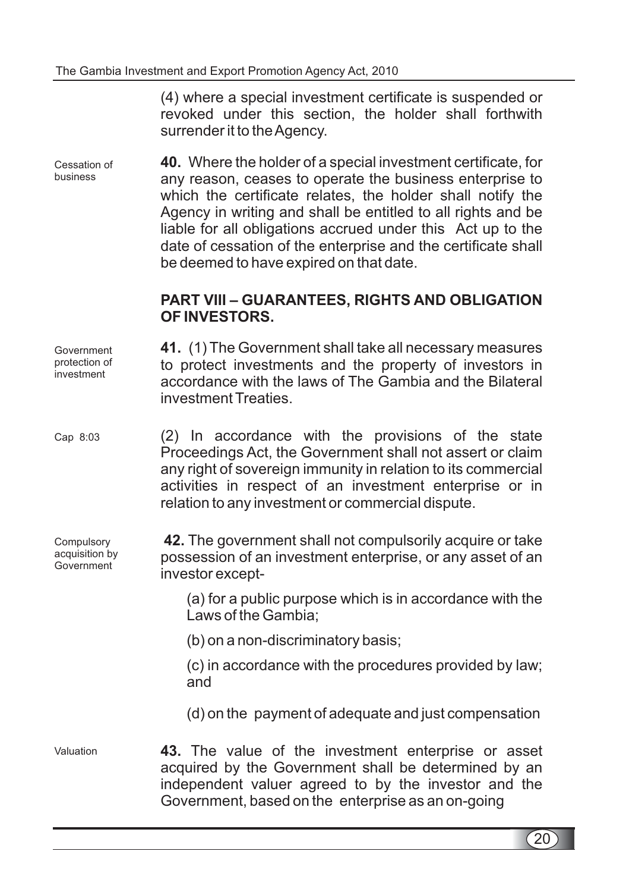(4) where a special investment certificate is suspended or revoked under this section, the holder shall forthwith surrender it to the Agency.

Cessation of business

**40.** Where the holder of a special investment certificate, for any reason, ceases to operate the business enterprise to which the certificate relates, the holder shall notify the Agency in writing and shall be entitled to all rights and be liable for all obligations accrued under this Act up to the date of cessation of the enterprise and the certificate shall be deemed to have expired on that date.

## PART VIII – GUARANTEES, RIGHTS AND OBLIGATION OF INVESTORS.

Government protection of investment

**41.** (1) The Government shall take all necessary measures to protect investments and the property of investors in accordance with the laws of The Gambia and the Bilateral investment Treaties.

Cap 8:03

(2) In accordance with the provisions of the state Proceedings Act, the Government shall not assert or claim any right of sovereign immunity in relation to its commercial activities in respect of an investment enterprise or in relation to any investment or commercial dispute.

Compulsory acquisition by Government

**42.** The government shall not compulsorily acquire or take possession of an investment enterprise, or any asset of an investor except-

(a) for a public purpose which is in accordance with the Laws of the Gambia;

(b) on a non-discriminatory basis;

(c) in accordance with the procedures provided by law; and

(d) on the payment of adequate and just compensation

Valuation

**43.** The value of the investment enterprise or asset acquired by the Government shall be determined by an independent valuer agreed to by the investor and the Government, based on the enterprise as an on-going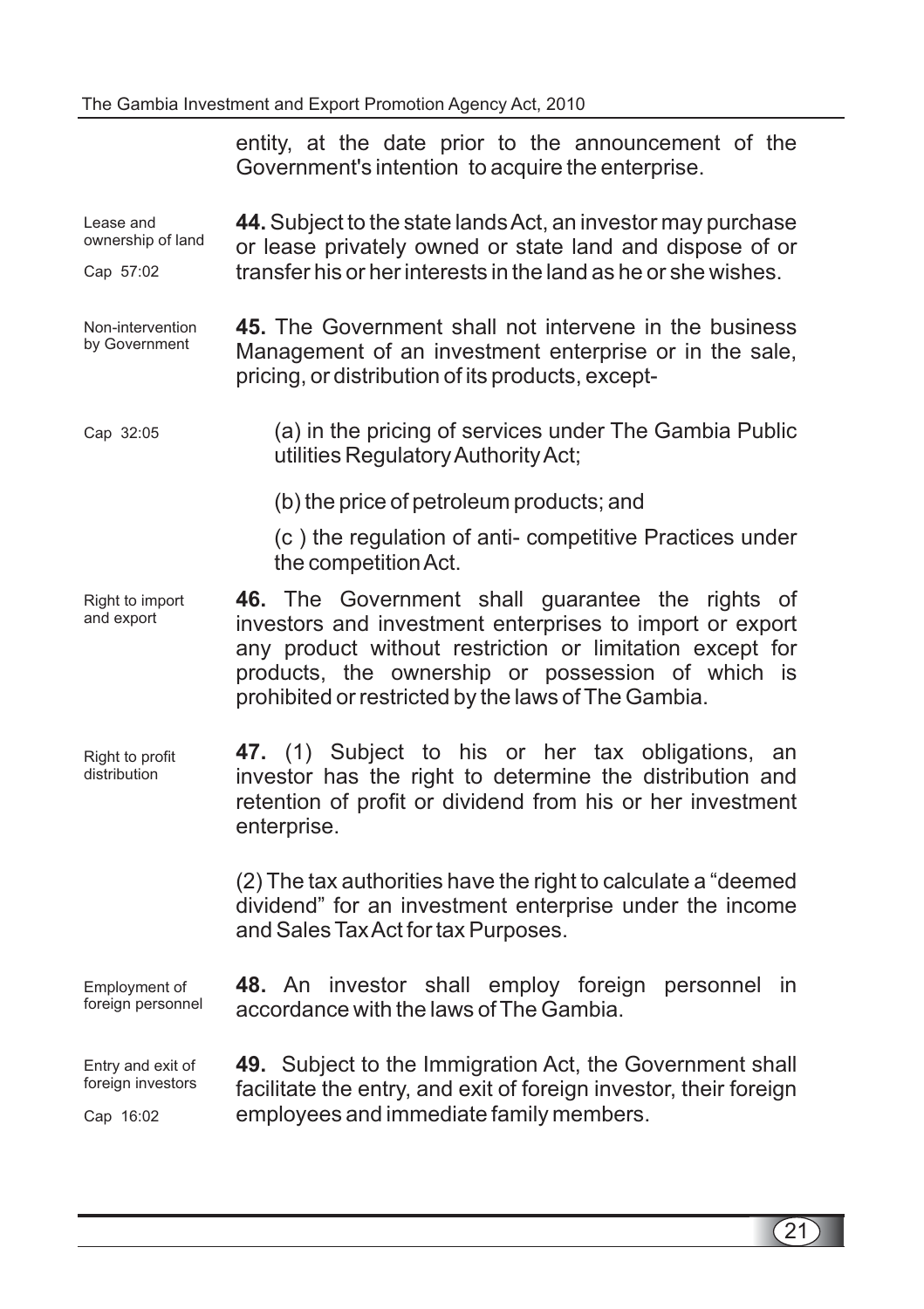entity, at the date prior to the announcement of the Government's intention to acquire the enterprise.

Lease and ownership of land

Cap 57:02

**44.** Subject to the state lands Act, an investor may purchase or lease privately owned or state land and dispose of or transfer his or her interests in the land as he or she wishes.

Non-intervention by Government

**45.** The Government shall not intervene in the business Management of an investment enterprise or in the sale, pricing, or distribution of its products, except-

Cap 32:05

(a) in the pricing of services under The Gambia Public utilities Regulatory Authority Act;

(b) the price of petroleum products; and

(c ) the regulation of anti- competitive Practices under the competition Act.

Right to import and export

**46.** The Government shall guarantee the rights of investors and investment enterprises to import or export any product without restriction or limitation except for products, the ownership or possession of which is prohibited or restricted by the laws of The Gambia.

Right to profit distribution

**47.** (1) Subject to his or her tax obligations, an investor has the right to determine the distribution and retention of profit or dividend from his or her investment enterprise.

(2) The tax authorities have the right to calculate a "deemed dividend" for an investment enterprise under the income and Sales Tax Act for tax Purposes.

Employment of foreign personnel

**48.** An investor shall employ foreign personnel in accordance with the laws of The Gambia.

Entry and exit of foreign investors

Cap 16:02

**49.** Subject to the Immigration Act, the Government shall facilitate the entry, and exit of foreign investor, their foreign employees and immediate family members.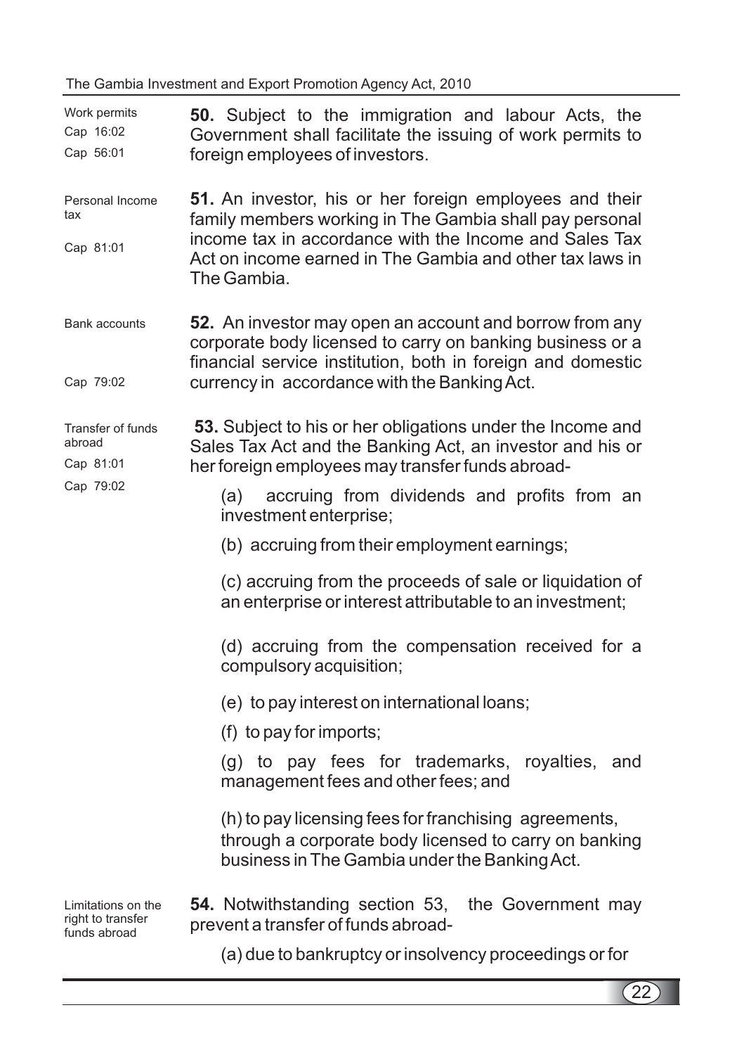Work permits
Cap 16:02
Cap 56:01

**50.** Subject to the immigration and labour Acts, the Government shall facilitate the issuing of work permits to foreign employees of investors.

Personal Income tax
Cap 81:01

**51.** An investor, his or her foreign employees and their family members working in The Gambia shall pay personal income tax in accordance with the Income and Sales Tax Act on income earned in The Gambia and other tax laws in The Gambia.

Bank accounts
Cap 79:02

**52.** An investor may open an account and borrow from any corporate body licensed to carry on banking business or a financial service institution, both in foreign and domestic currency in accordance with the Banking Act.

Transfer of funds abroad
Cap 81:01
Cap 79:02

**53.** Subject to his or her obligations under the Income and Sales Tax Act and the Banking Act, an investor and his or her foreign employees may transfer funds abroad-

(a) accruing from dividends and profits from an investment enterprise;

(b) accruing from their employment earnings;

(c) accruing from the proceeds of sale or liquidation of an enterprise or interest attributable to an investment;

(d) accruing from the compensation received for a compulsory acquisition;

(e) to pay interest on international loans;

(f) to pay for imports;

(g) to pay fees for trademarks, royalties, and management fees and other fees; and

(h) to pay licensing fees for franchising agreements, through a corporate body licensed to carry on banking business in The Gambia under the Banking Act.

Limitations on the right to transfer funds abroad

**54.** Notwithstanding section 53, the Government may prevent a transfer of funds abroad-

(a) due to bankruptcy or insolvency proceedings or for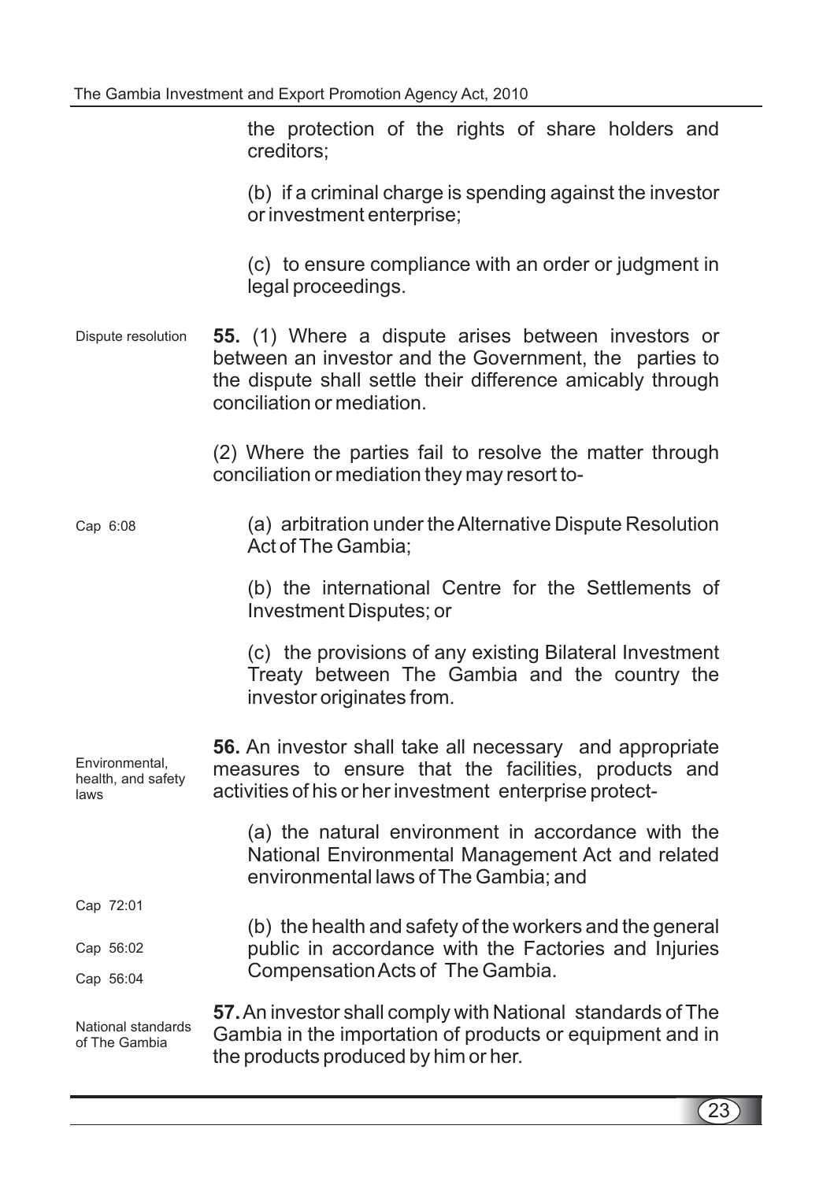the protection of the rights of share holders and creditors;

(b) if a criminal charge is spending against the investor or investment enterprise;

(c) to ensure compliance with an order or judgment in legal proceedings.

Dispute resolution

**55.** (1) Where a dispute arises between investors or between an investor and the Government, the parties to the dispute shall settle their difference amicably through conciliation or mediation.

(2) Where the parties fail to resolve the matter through conciliation or mediation they may resort to-

Cap 6:08

(a) arbitration under the Alternative Dispute Resolution Act of The Gambia;

(b) the international Centre for the Settlements of Investment Disputes; or

(c) the provisions of any existing Bilateral Investment Treaty between The Gambia and the country the investor originates from.

Environmental, health, and safety laws

**56.** An investor shall take all necessary and appropriate measures to ensure that the facilities, products and activities of his or her investment enterprise protect-

(a) the natural environment in accordance with the National Environmental Management Act and related environmental laws of The Gambia; and

Cap 72:01

Cap 56:02

Cap 56:04

(b) the health and safety of the workers and the general public in accordance with the Factories and Injuries Compensation Acts of The Gambia.

National standards of The Gambia

**57.** An investor shall comply with National standards of The Gambia in the importation of products or equipment and in the products produced by him or her.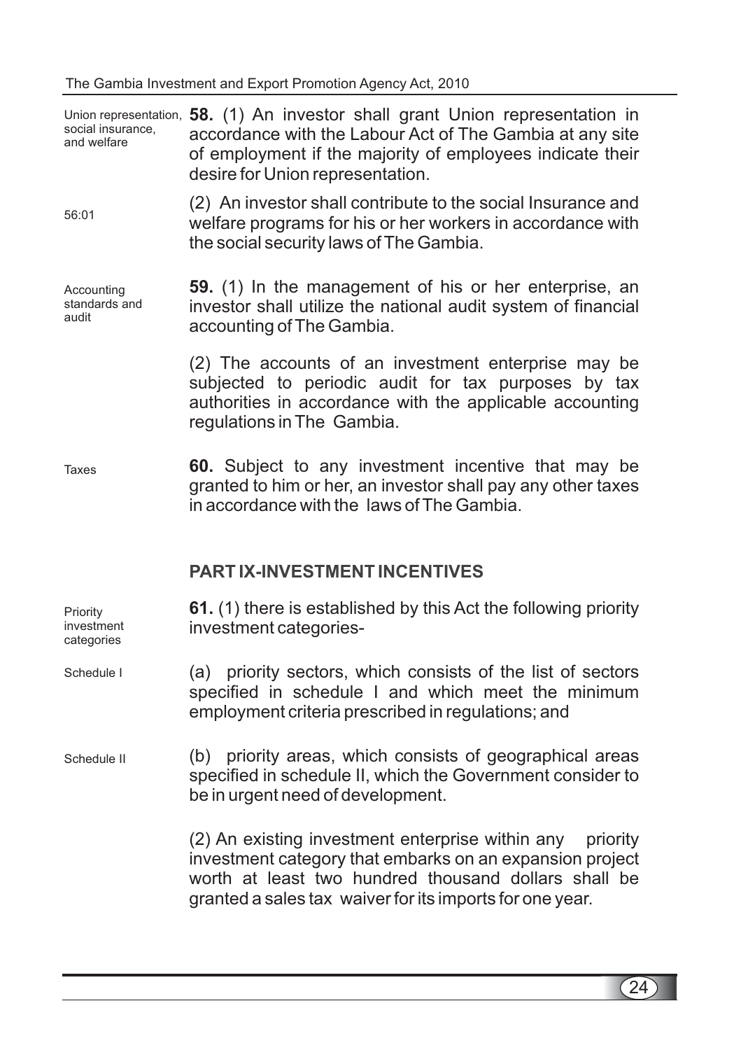Union representation, social insurance, and welfare

**58.** (1) An investor shall grant Union representation in accordance with the Labour Act of The Gambia at any site of employment if the majority of employees indicate their desire for Union representation.

56:01

(2) An investor shall contribute to the social Insurance and welfare programs for his or her workers in accordance with the social security laws of The Gambia.

Accounting standards and audit

**59.** (1) In the management of his or her enterprise, an investor shall utilize the national audit system of financial accounting of The Gambia.

(2) The accounts of an investment enterprise may be subjected to periodic audit for tax purposes by tax authorities in accordance with the applicable accounting regulations in The Gambia.

Taxes

**60.** Subject to any investment incentive that may be granted to him or her, an investor shall pay any other taxes in accordance with the laws of The Gambia.

## PART IX-INVESTMENT INCENTIVES

Priority investment categories

**61.** (1) there is established by this Act the following priority investment categories-

Schedule I

(a) priority sectors, which consists of the list of sectors specified in schedule I and which meet the minimum employment criteria prescribed in regulations; and

Schedule II

(b) priority areas, which consists of geographical areas specified in schedule II, which the Government consider to be in urgent need of development.

(2) An existing investment enterprise within any priority investment category that embarks on an expansion project worth at least two hundred thousand dollars shall be granted a sales tax waiver for its imports for one year.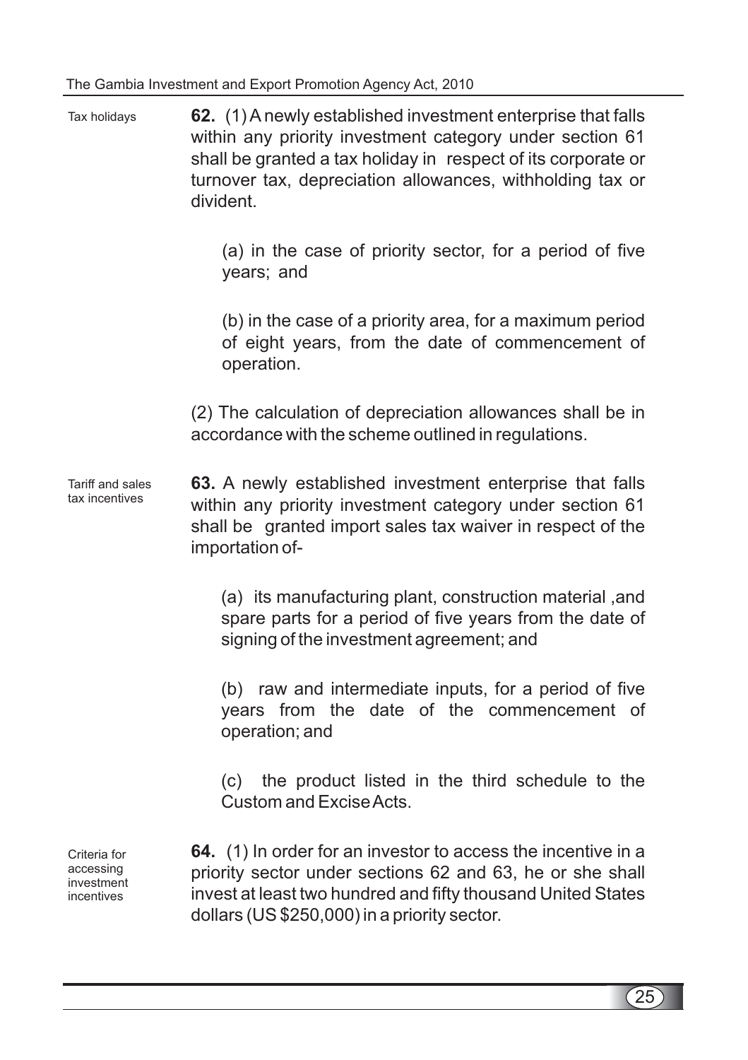Tax holidays

**62.** (1) A newly established investment enterprise that falls within any priority investment category under section 61 shall be granted a tax holiday in respect of its corporate or turnover tax, depreciation allowances, withholding tax or divident.

(a) in the case of priority sector, for a period of five years; and

(b) in the case of a priority area, for a maximum period of eight years, from the date of commencement of operation.

(2) The calculation of depreciation allowances shall be in accordance with the scheme outlined in regulations.

Tariff and sales tax incentives

**63.** A newly established investment enterprise that falls within any priority investment category under section 61 shall be granted import sales tax waiver in respect of the importation of-

(a) its manufacturing plant, construction material ,and spare parts for a period of five years from the date of signing of the investment agreement; and

(b) raw and intermediate inputs, for a period of five years from the date of the commencement of operation; and

(c) the product listed in the third schedule to the Custom and Excise Acts.

Criteria for accessing investment incentives

**64.** (1) In order for an investor to access the incentive in a priority sector under sections 62 and 63, he or she shall invest at least two hundred and fifty thousand United States dollars (US $250,000) in a priority sector.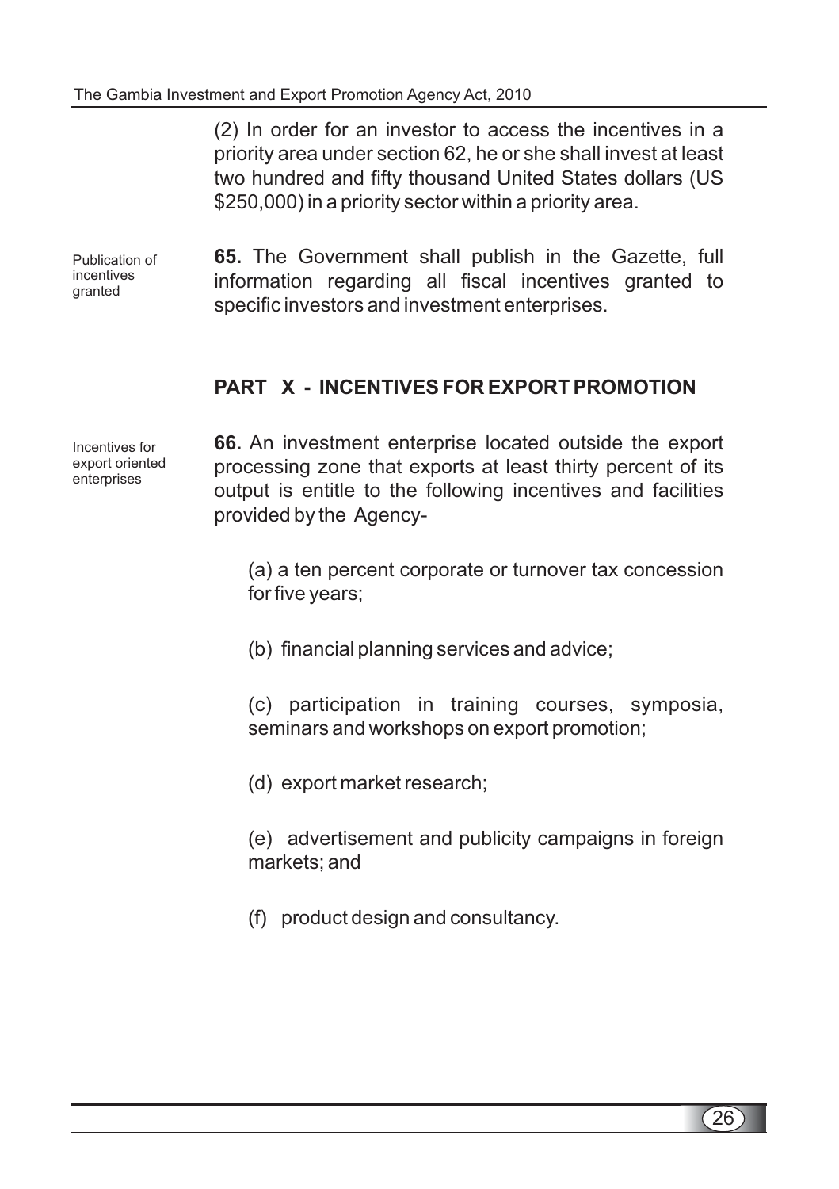(2) In order for an investor to access the incentives in a priority area under section 62, he or she shall invest at least two hundred and fifty thousand United States dollars (US $250,000) in a priority sector within a priority area.

Publication of incentives granted

**65.** The Government shall publish in the Gazette, full information regarding all fiscal incentives granted to specific investors and investment enterprises.

## PART X - INCENTIVES FOR EXPORT PROMOTION

Incentives for export oriented enterprises

**66.** An investment enterprise located outside the export processing zone that exports at least thirty percent of its output is entitle to the following incentives and facilities provided by the Agency-

(a) a ten percent corporate or turnover tax concession for five years;

(b) financial planning services and advice;

(c) participation in training courses, symposia, seminars and workshops on export promotion;

(d) export market research;

(e) advertisement and publicity campaigns in foreign markets; and

(f) product design and consultancy.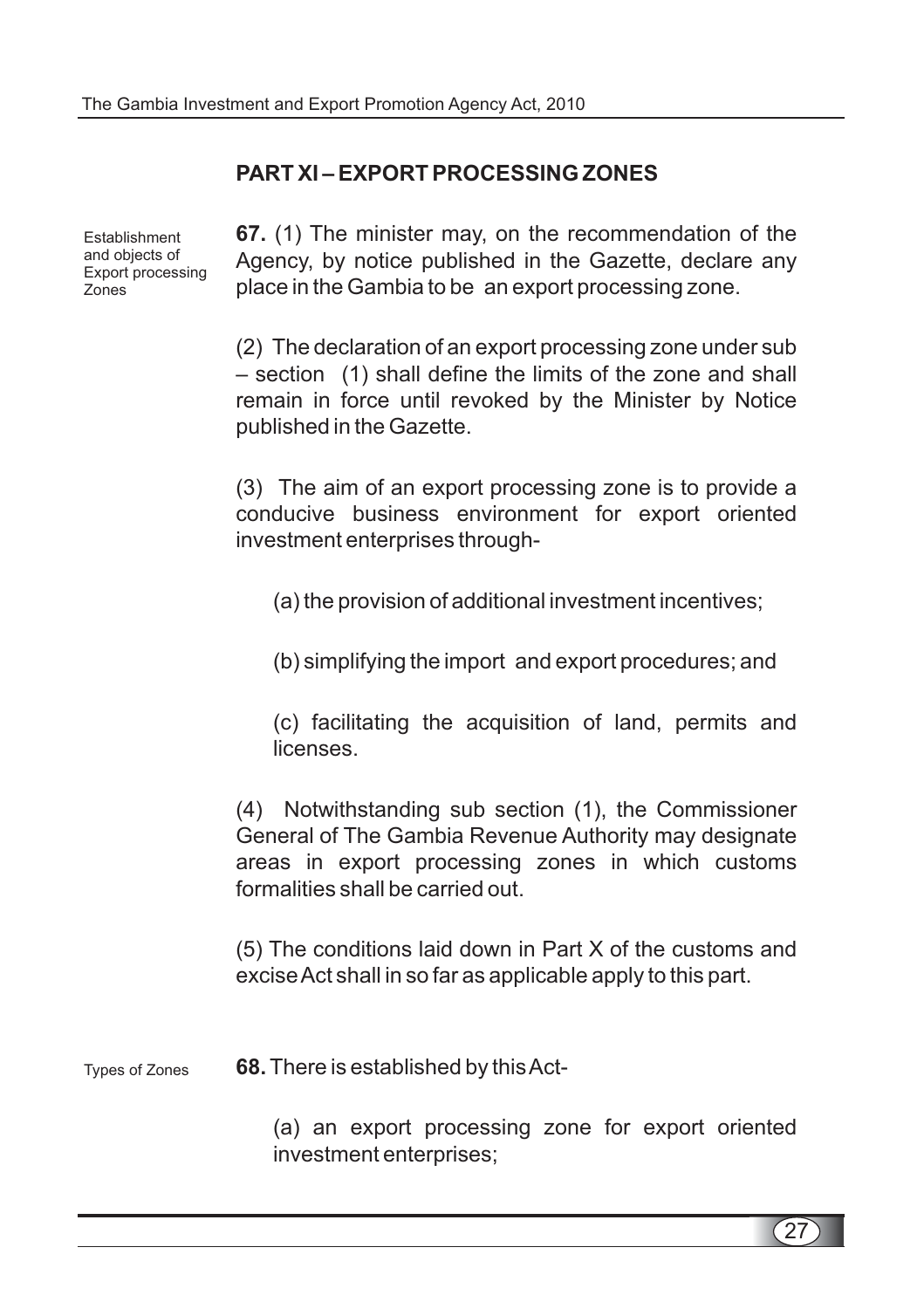## PART XI – EXPORT PROCESSING ZONES

Establishment and objects of Export processing Zones

**67.** (1) The minister may, on the recommendation of the Agency, by notice published in the Gazette, declare any place in the Gambia to be an export processing zone.

(2) The declaration of an export processing zone under sub – section (1) shall define the limits of the zone and shall remain in force until revoked by the Minister by Notice published in the Gazette.

(3) The aim of an export processing zone is to provide a conducive business environment for export oriented investment enterprises through-

(a) the provision of additional investment incentives;

(b) simplifying the import and export procedures; and

(c) facilitating the acquisition of land, permits and licenses.

(4) Notwithstanding sub section (1), the Commissioner General of The Gambia Revenue Authority may designate areas in export processing zones in which customs formalities shall be carried out.

(5) The conditions laid down in Part X of the customs and excise Act shall in so far as applicable apply to this part.

Types of Zones

**68.** There is established by this Act-

(a) an export processing zone for export oriented investment enterprises;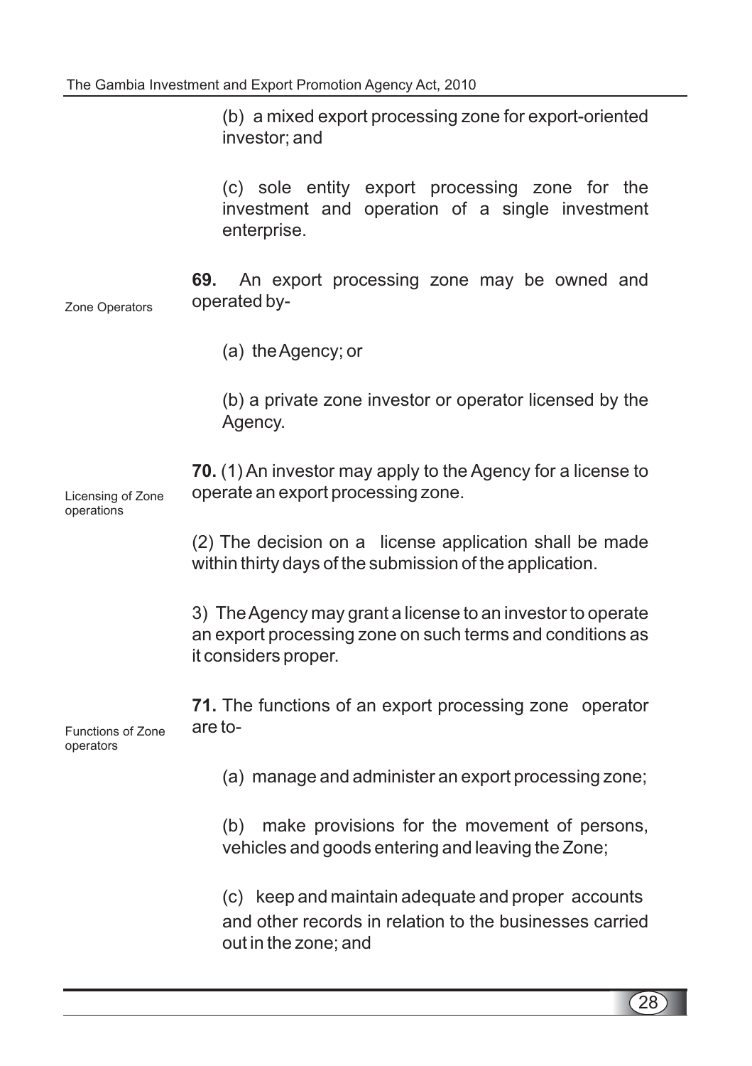(b) a mixed export processing zone for export-oriented investor; and

(c) sole entity export processing zone for the investment and operation of a single investment enterprise.

Zone Operators

**69.** An export processing zone may be owned and operated by-

(a) the Agency; or

(b) a private zone investor or operator licensed by the Agency.

Licensing of Zone operations

**70.** (1) An investor may apply to the Agency for a license to operate an export processing zone.

(2) The decision on a license application shall be made within thirty days of the submission of the application.

3) The Agency may grant a license to an investor to operate an export processing zone on such terms and conditions as it considers proper.

Functions of Zone operators

**71.** The functions of an export processing zone operator are to-

(a) manage and administer an export processing zone;

(b) make provisions for the movement of persons, vehicles and goods entering and leaving the Zone;

(c) keep and maintain adequate and proper accounts and other records in relation to the businesses carried out in the zone; and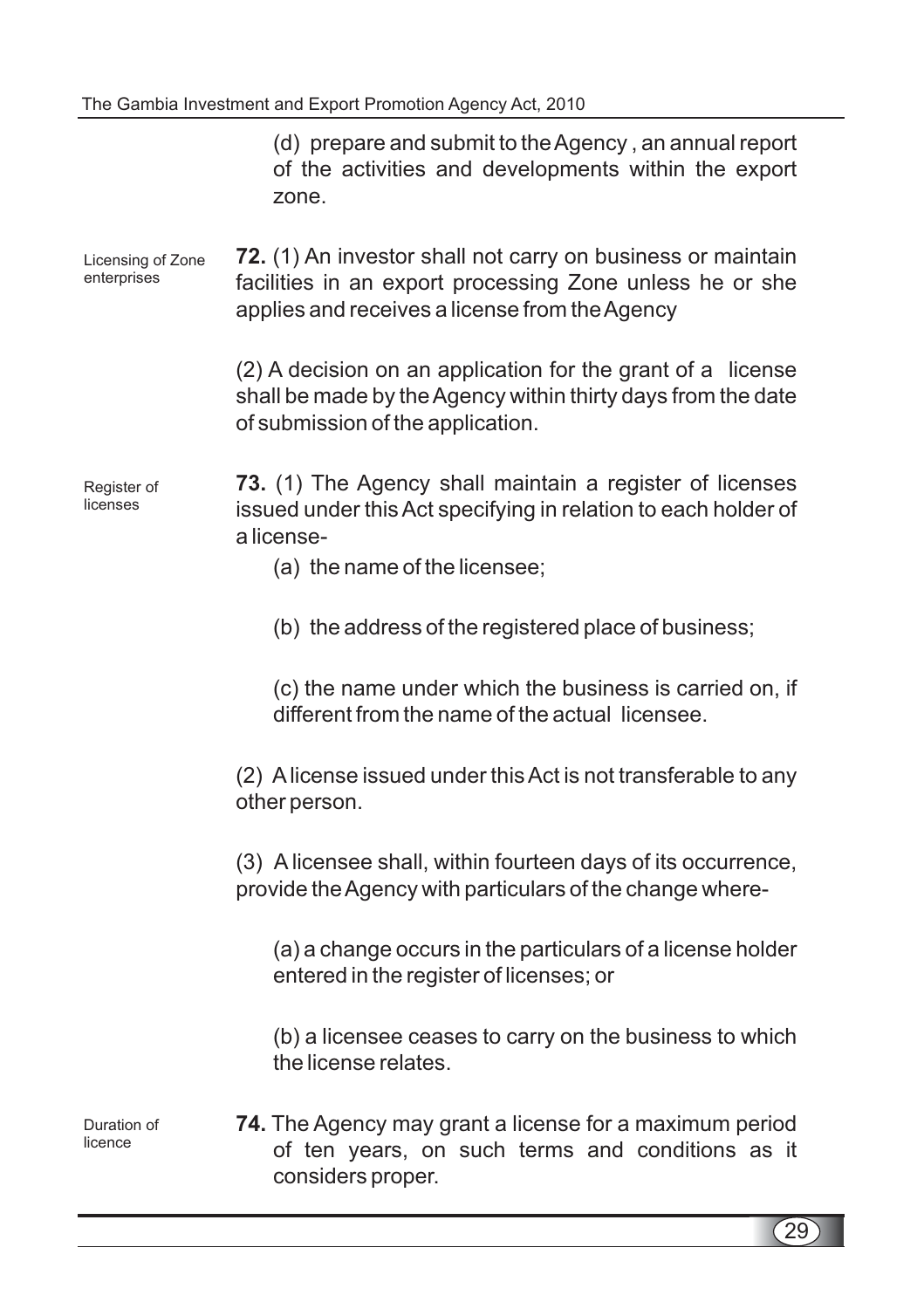(d) prepare and submit to the Agency , an annual report of the activities and developments within the export zone.

Licensing of Zone enterprises

**72.** (1) An investor shall not carry on business or maintain facilities in an export processing Zone unless he or she applies and receives a license from the Agency

(2) A decision on an application for the grant of a license shall be made by the Agency within thirty days from the date of submission of the application.

Register of licenses

**73.** (1) The Agency shall maintain a register of licenses issued under this Act specifying in relation to each holder of a license-

(a) the name of the licensee;

(b) the address of the registered place of business;

(c) the name under which the business is carried on, if different from the name of the actual licensee.

(2) A license issued under this Act is not transferable to any other person.

(3) A licensee shall, within fourteen days of its occurrence, provide the Agency with particulars of the change where-

(a) a change occurs in the particulars of a license holder entered in the register of licenses; or

(b) a licensee ceases to carry on the business to which the license relates.

Duration of licence

**74.** The Agency may grant a license for a maximum period of ten years, on such terms and conditions as it considers proper.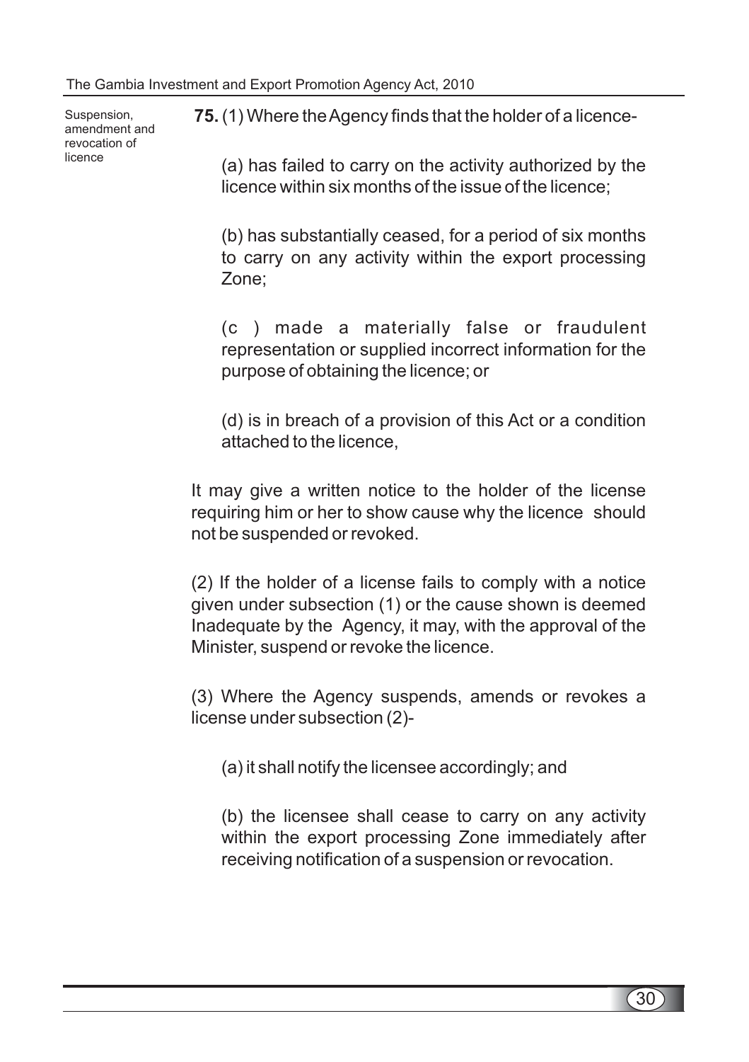Suspension, amendment and revocation of licence

**75.** (1) Where the Agency finds that the holder of a licence-

(a) has failed to carry on the activity authorized by the licence within six months of the issue of the licence;

(b) has substantially ceased, for a period of six months to carry on any activity within the export processing Zone;

(c ) made a materially false or fraudulent representation or supplied incorrect information for the purpose of obtaining the licence; or

(d) is in breach of a provision of this Act or a condition attached to the licence,

It may give a written notice to the holder of the license requiring him or her to show cause why the licence should not be suspended or revoked.

(2) If the holder of a license fails to comply with a notice given under subsection (1) or the cause shown is deemed Inadequate by the Agency, it may, with the approval of the Minister, suspend or revoke the licence.

(3) Where the Agency suspends, amends or revokes a license under subsection (2)-

(a) it shall notify the licensee accordingly; and

(b) the licensee shall cease to carry on any activity within the export processing Zone immediately after receiving notification of a suspension or revocation.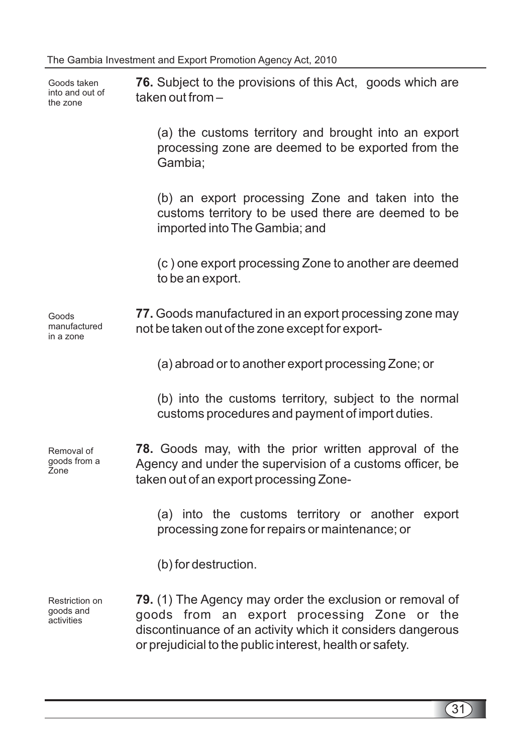**Goods taken into and out of the zone**

**76.** Subject to the provisions of this Act, goods which are taken out from –

(a) the customs territory and brought into an export processing zone are deemed to be exported from the Gambia;

(b) an export processing Zone and taken into the customs territory to be used there are deemed to be imported into The Gambia; and

(c ) one export processing Zone to another are deemed to be an export.

**Goods manufactured in a zone**

**77.** Goods manufactured in an export processing zone may not be taken out of the zone except for export-

(a) abroad or to another export processing Zone; or

(b) into the customs territory, subject to the normal customs procedures and payment of import duties.

**Removal of goods from a Zone**

**78.** Goods may, with the prior written approval of the Agency and under the supervision of a customs officer, be taken out of an export processing Zone-

(a) into the customs territory or another export processing zone for repairs or maintenance; or

(b) for destruction.

**Restriction on goods and activities**

**79.** (1) The Agency may order the exclusion or removal of goods from an export processing Zone or the discontinuance of an activity which it considers dangerous or prejudicial to the public interest, health or safety.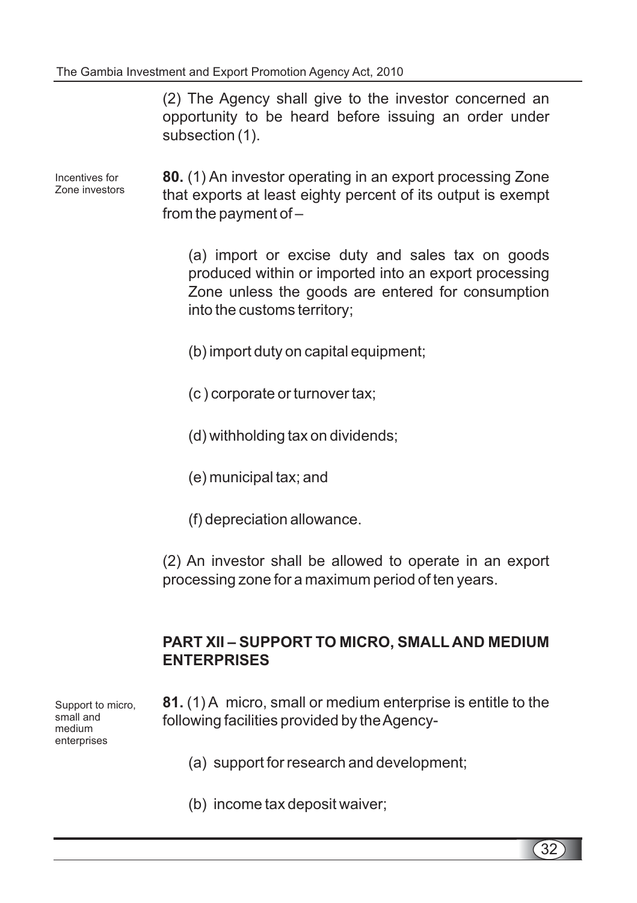(2) The Agency shall give to the investor concerned an opportunity to be heard before issuing an order under subsection (1).

Incentives for Zone investors

**80.** (1) An investor operating in an export processing Zone that exports at least eighty percent of its output is exempt from the payment of –

(a) import or excise duty and sales tax on goods produced within or imported into an export processing Zone unless the goods are entered for consumption into the customs territory;

(b) import duty on capital equipment;

(c ) corporate or turnover tax;

(d) withholding tax on dividends;

(e) municipal tax; and

(f) depreciation allowance.

(2) An investor shall be allowed to operate in an export processing zone for a maximum period of ten years.

## PART XII – SUPPORT TO MICRO, SMALL AND MEDIUM ENTERPRISES

Support to micro, small and medium enterprises

**81.** (1) A micro, small or medium enterprise is entitle to the following facilities provided by the Agency-

(a) support for research and development;

(b) income tax deposit waiver;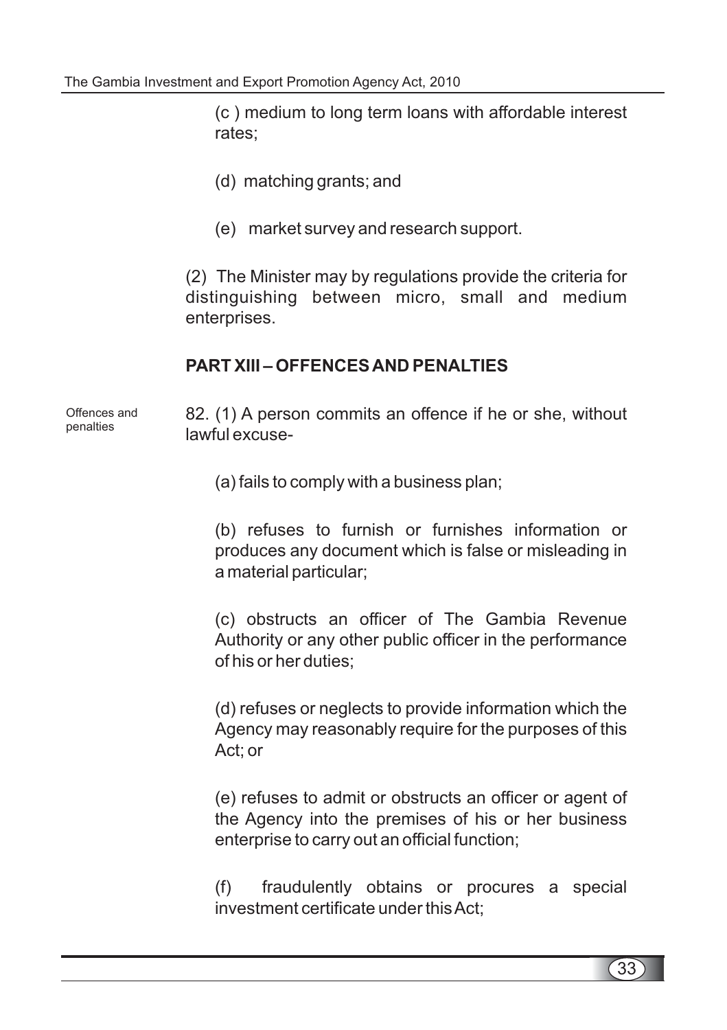(c ) medium to long term loans with affordable interest rates;

(d) matching grants; and

(e) market survey and research support.

(2) The Minister may by regulations provide the criteria for distinguishing between micro, small and medium enterprises.

## PART XIII – OFFENCES AND PENALTIES

Offences and penalties

82. (1) A person commits an offence if he or she, without lawful excuse-

(a) fails to comply with a business plan;

(b) refuses to furnish or furnishes information or produces any document which is false or misleading in a material particular;

(c) obstructs an officer of The Gambia Revenue Authority or any other public officer in the performance of his or her duties;

(d) refuses or neglects to provide information which the Agency may reasonably require for the purposes of this Act; or

(e) refuses to admit or obstructs an officer or agent of the Agency into the premises of his or her business enterprise to carry out an official function;

(f) fraudulently obtains or procures a special investment certificate under this Act;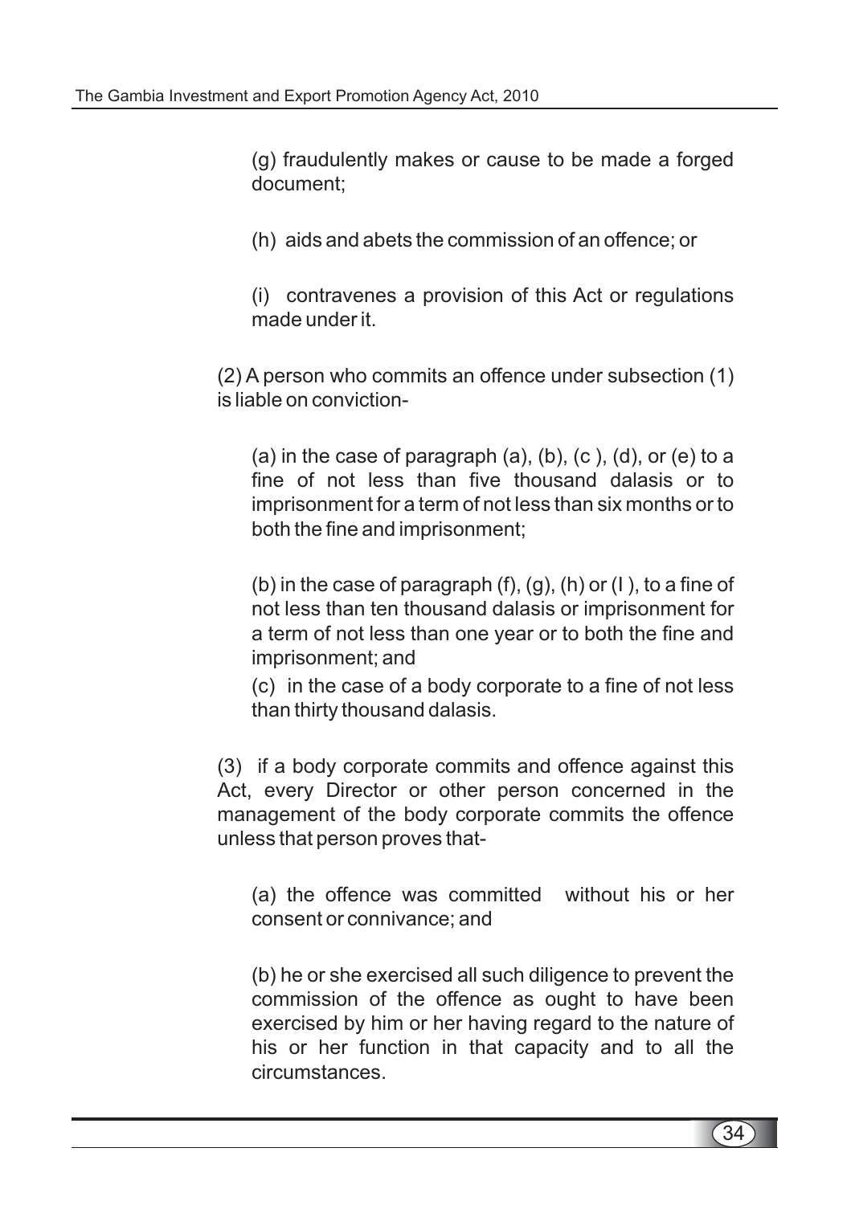(g) fraudulently makes or cause to be made a forged document;

(h) aids and abets the commission of an offence; or

(i) contravenes a provision of this Act or regulations made under it.

(2) A person who commits an offence under subsection (1) is liable on conviction-

(a) in the case of paragraph (a), (b), (c ), (d), or (e) to a fine of not less than five thousand dalasis or to imprisonment for a term of not less than six months or to both the fine and imprisonment;

(b) in the case of paragraph (f), (g), (h) or (I ), to a fine of not less than ten thousand dalasis or imprisonment for a term of not less than one year or to both the fine and imprisonment; and

(c) in the case of a body corporate to a fine of not less than thirty thousand dalasis.

(3) if a body corporate commits and offence against this Act, every Director or other person concerned in the management of the body corporate commits the offence unless that person proves that-

(a) the offence was committed without his or her consent or connivance; and

(b) he or she exercised all such diligence to prevent the commission of the offence as ought to have been exercised by him or her having regard to the nature of his or her function in that capacity and to all the circumstances.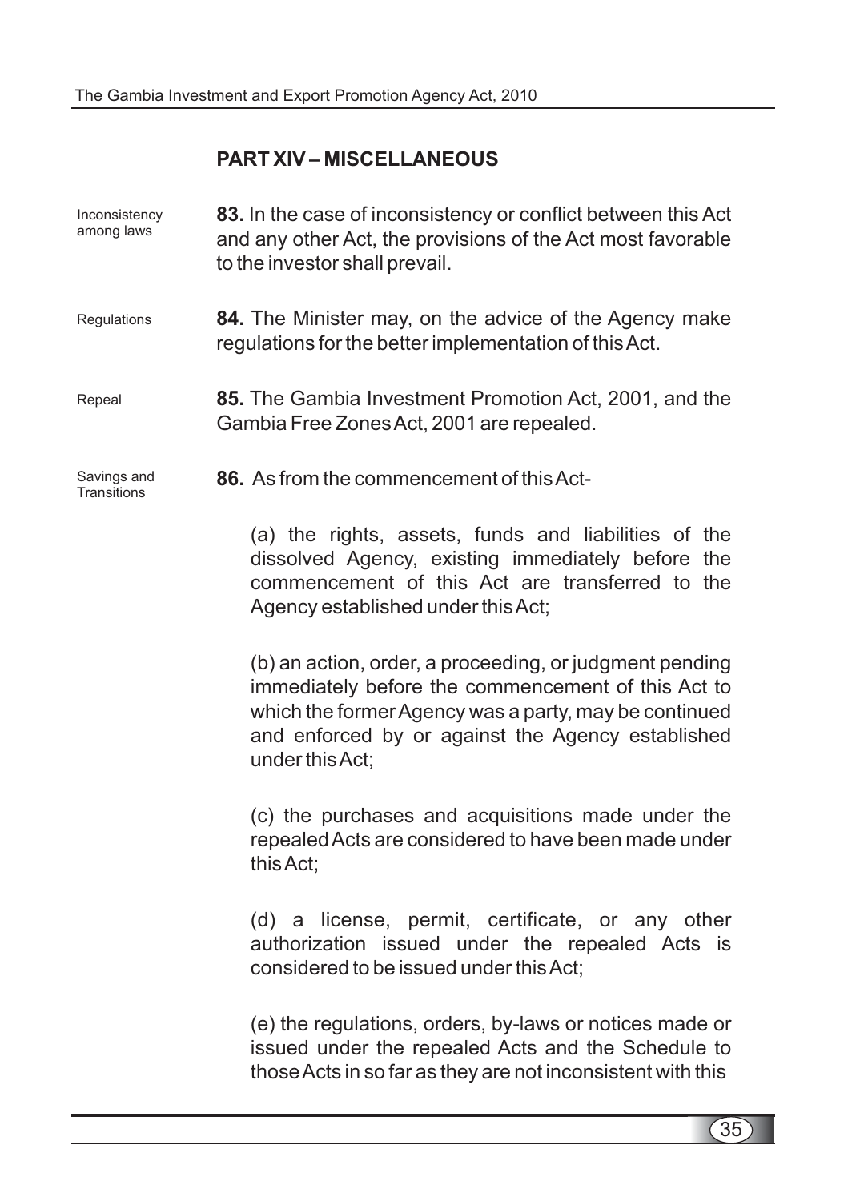## PART XIV – MISCELLANEOUS

Inconsistency among laws

**83.** In the case of inconsistency or conflict between this Act and any other Act, the provisions of the Act most favorable to the investor shall prevail.

Regulations

**84.** The Minister may, on the advice of the Agency make regulations for the better implementation of this Act.

Repeal

**85.** The Gambia Investment Promotion Act, 2001, and the Gambia Free Zones Act, 2001 are repealed.

Savings and Transitions

**86.** As from the commencement of this Act-

(a) the rights, assets, funds and liabilities of the dissolved Agency, existing immediately before the commencement of this Act are transferred to the Agency established under this Act;

(b) an action, order, a proceeding, or judgment pending immediately before the commencement of this Act to which the former Agency was a party, may be continued and enforced by or against the Agency established under this Act;

(c) the purchases and acquisitions made under the repealed Acts are considered to have been made under this Act;

(d) a license, permit, certificate, or any other authorization issued under the repealed Acts is considered to be issued under this Act;

(e) the regulations, orders, by-laws or notices made or issued under the repealed Acts and the Schedule to those Acts in so far as they are not inconsistent with this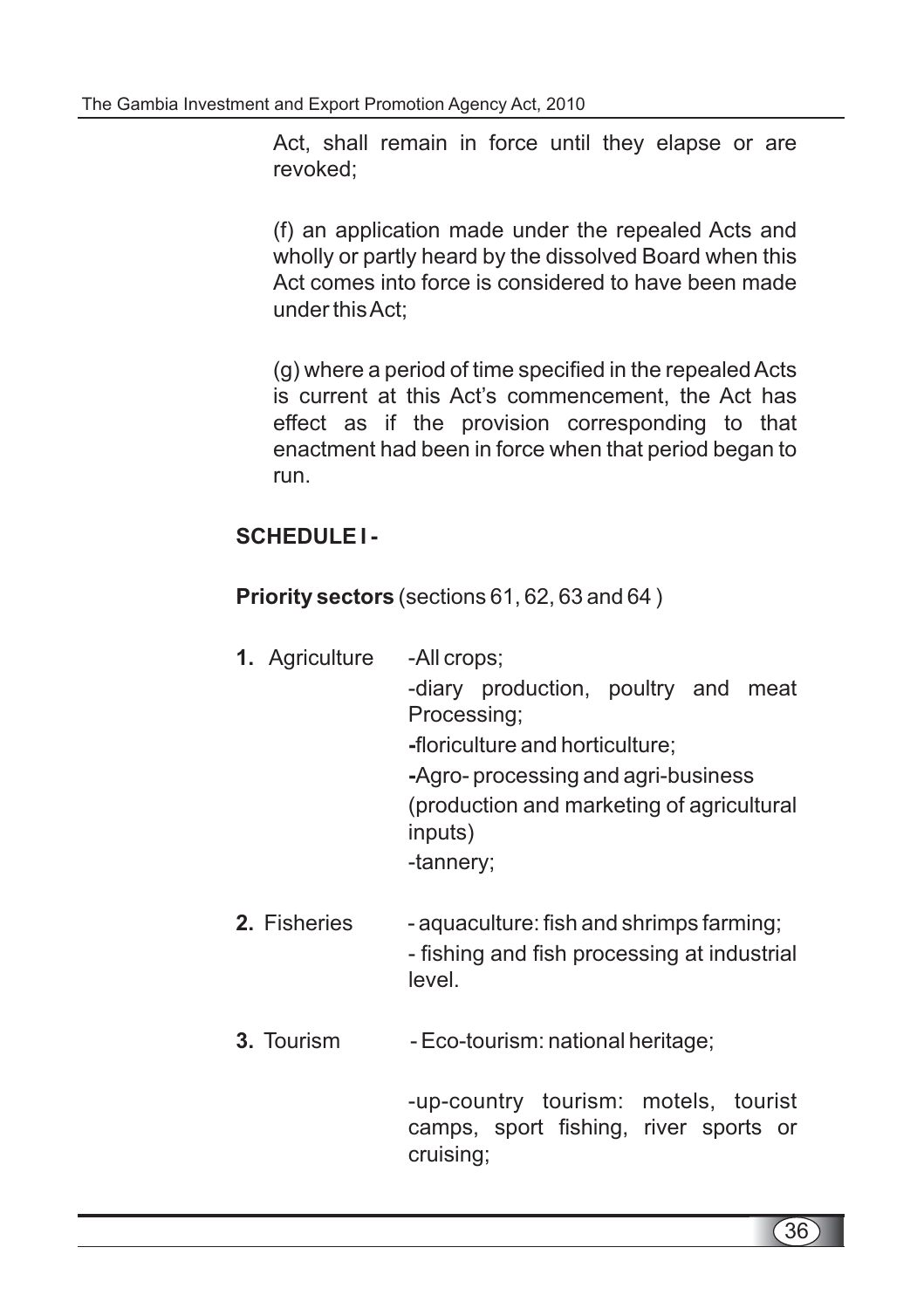Act, shall remain in force until they elapse or are revoked;

(f) an application made under the repealed Acts and wholly or partly heard by the dissolved Board when this Act comes into force is considered to have been made under this Act;

(g) where a period of time specified in the repealed Acts is current at this Act's commencement, the Act has effect as if the provision corresponding to that enactment had been in force when that period began to run.

**SCHEDULE I -**

**Priority sectors** (sections 61, 62, 63 and 64 )

**1.** Agriculture

- -All crops;
- -diary production, poultry and meat Processing;
- -floriculture and horticulture;
- -Agro- processing and agri-business (production and marketing of agricultural inputs)
- -tannery;

**2.** Fisheries

- - aquaculture: fish and shrimps farming;
- - fishing and fish processing at industrial level.

**3.** Tourism

- - Eco-tourism: national heritage;
- -up-country tourism: motels, tourist camps, sport fishing, river sports or cruising;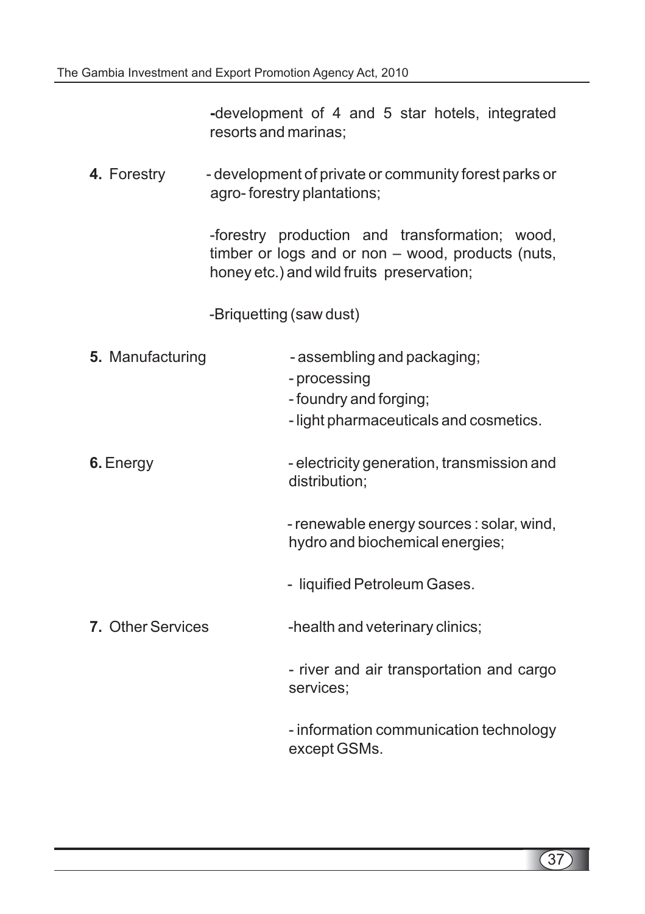-development of 4 and 5 star hotels, integrated resorts and marinas;

**4.** Forestry - development of private or community forest parks or agro- forestry plantations;

-forestry production and transformation; wood, timber or logs and or non – wood, products (nuts, honey etc.) and wild fruits preservation;

-Briquetting (saw dust)

**5.** Manufacturing - assembling and packaging;

- processing
- foundry and forging;
- light pharmaceuticals and cosmetics.

**6.** Energy - electricity generation, transmission and distribution;

- renewable energy sources : solar, wind, hydro and biochemical energies;

- liquified Petroleum Gases.

**7.** Other Services -health and veterinary clinics;

- river and air transportation and cargo services;

- information communication technology except GSMs.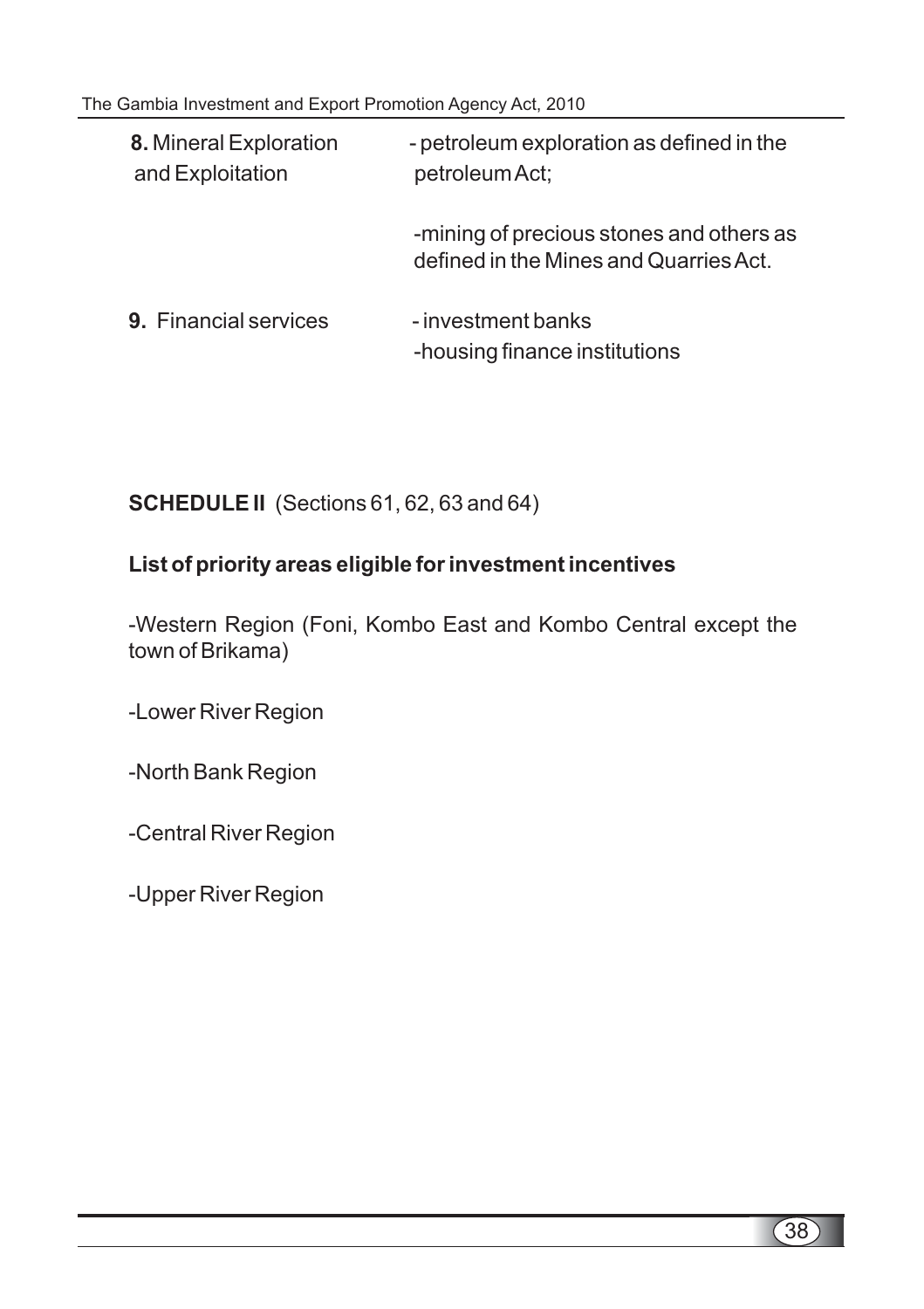| | |
|---|---|
| **8.** Mineral Exploration and Exploitation | - petroleum exploration as defined in the petroleum Act; |
| | -mining of precious stones and others as defined in the Mines and Quarries Act. |
| **9.** Financial services | - investment banks |
| | -housing finance institutions |

**SCHEDULE II** (Sections 61, 62, 63 and 64)

**List of priority areas eligible for investment incentives**

-Western Region (Foni, Kombo East and Kombo Central except the town of Brikama)

-Lower River Region

-North Bank Region

-Central River Region

-Upper River Region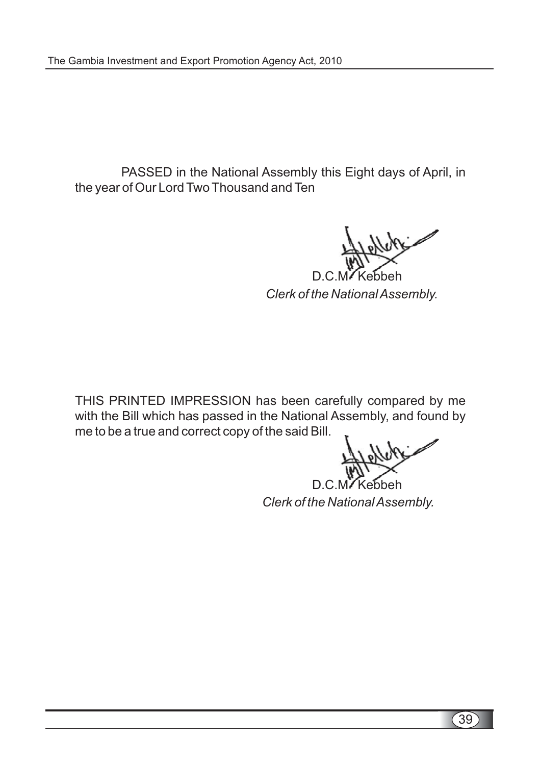PASSED in the National Assembly this Eight days of April, in the year of Our Lord Two Thousand and Ten

D.C.M. Kebbeh
*Clerk of the National Assembly.*

THIS PRINTED IMPRESSION has been carefully compared by me with the Bill which has passed in the National Assembly, and found by me to be a true and correct copy of the said Bill.

D.C.M. Kebbeh
*Clerk of the National Assembly.*